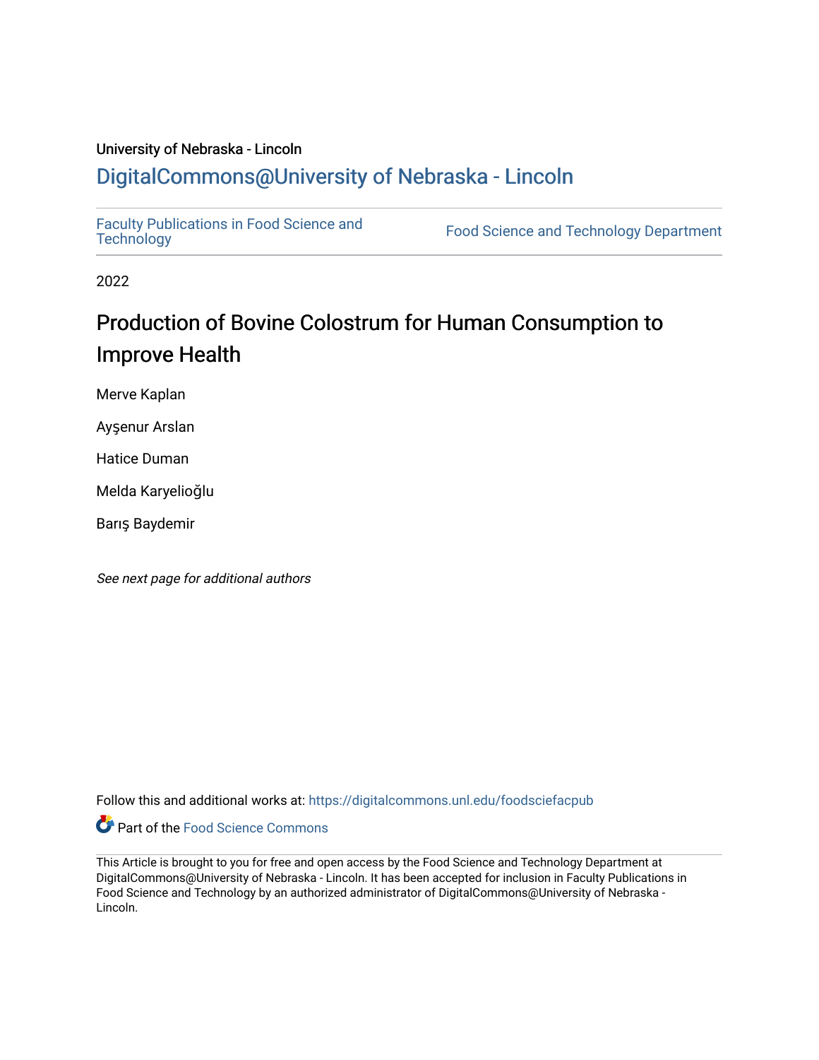University of Nebraska - Lincoln

# DigitalCommons@University of Nebraska - Lincoln

Faculty Publications in Food Science and Technology | Food Science and Technology Department

2022

## Production of Bovine Colostrum for Human Consumption to Improve Health

Merve Kaplan

Ayşenur Arslan

Hatice Duman

Melda Karyelioğlu

Barış Baydemir

*See next page for additional authors*

Follow this and additional works at: https://digitalcommons.unl.edu/foodsciefacpub

Part of the Food Science Commons

This Article is brought to you for free and open access by the Food Science and Technology Department at DigitalCommons@University of Nebraska - Lincoln. It has been accepted for inclusion in Faculty Publications in Food Science and Technology by an authorized administrator of DigitalCommons@University of Nebraska - Lincoln.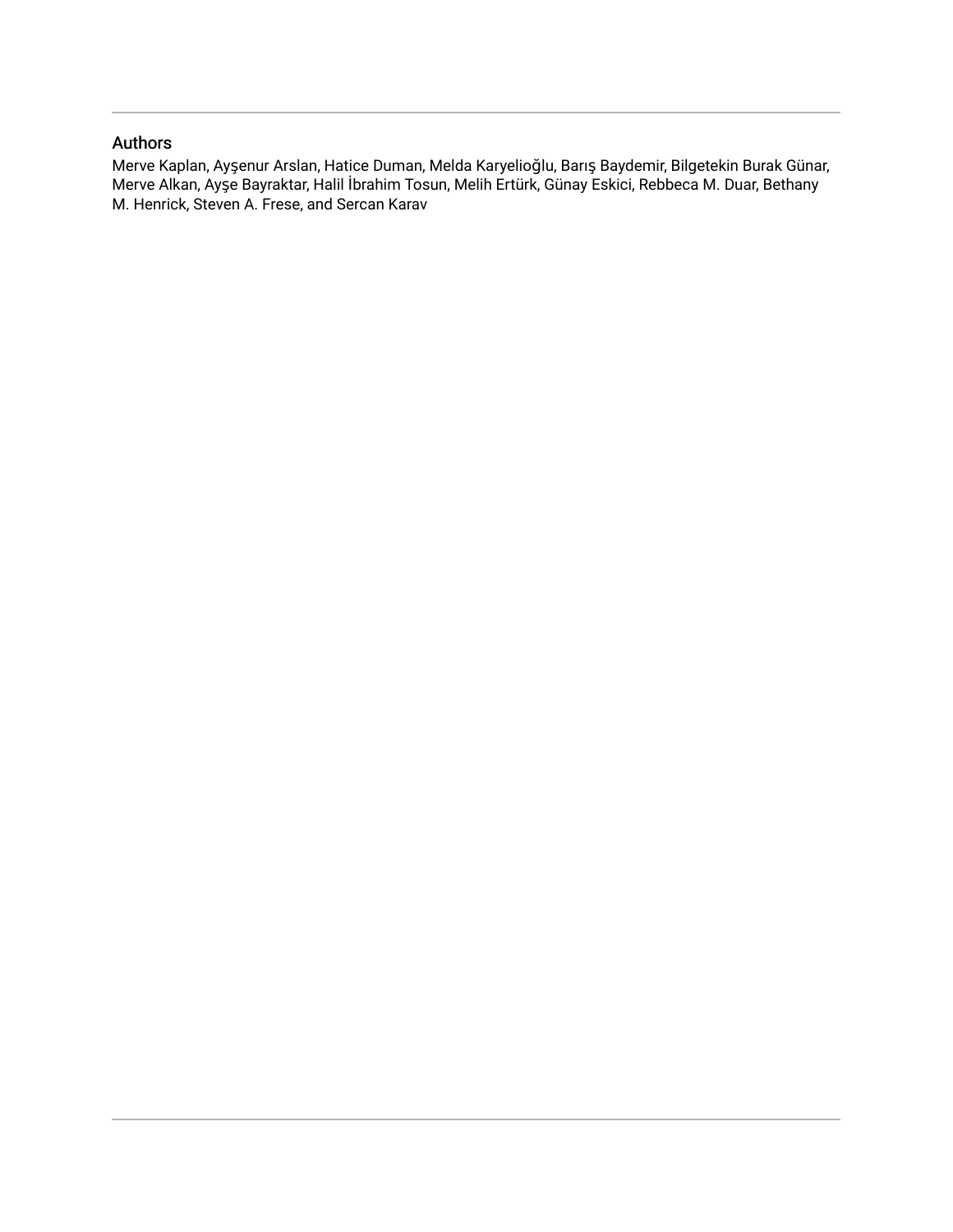## Authors

Merve Kaplan, Ayşenur Arslan, Hatice Duman, Melda Karyelioğlu, Barış Baydemir, Bilgetekin Burak Günar, Merve Alkan, Ayşe Bayraktar, Halil İbrahim Tosun, Melih Ertürk, Günay Eskici, Rebbeca M. Duar, Bethany M. Henrick, Steven A. Frese, and Sercan Karav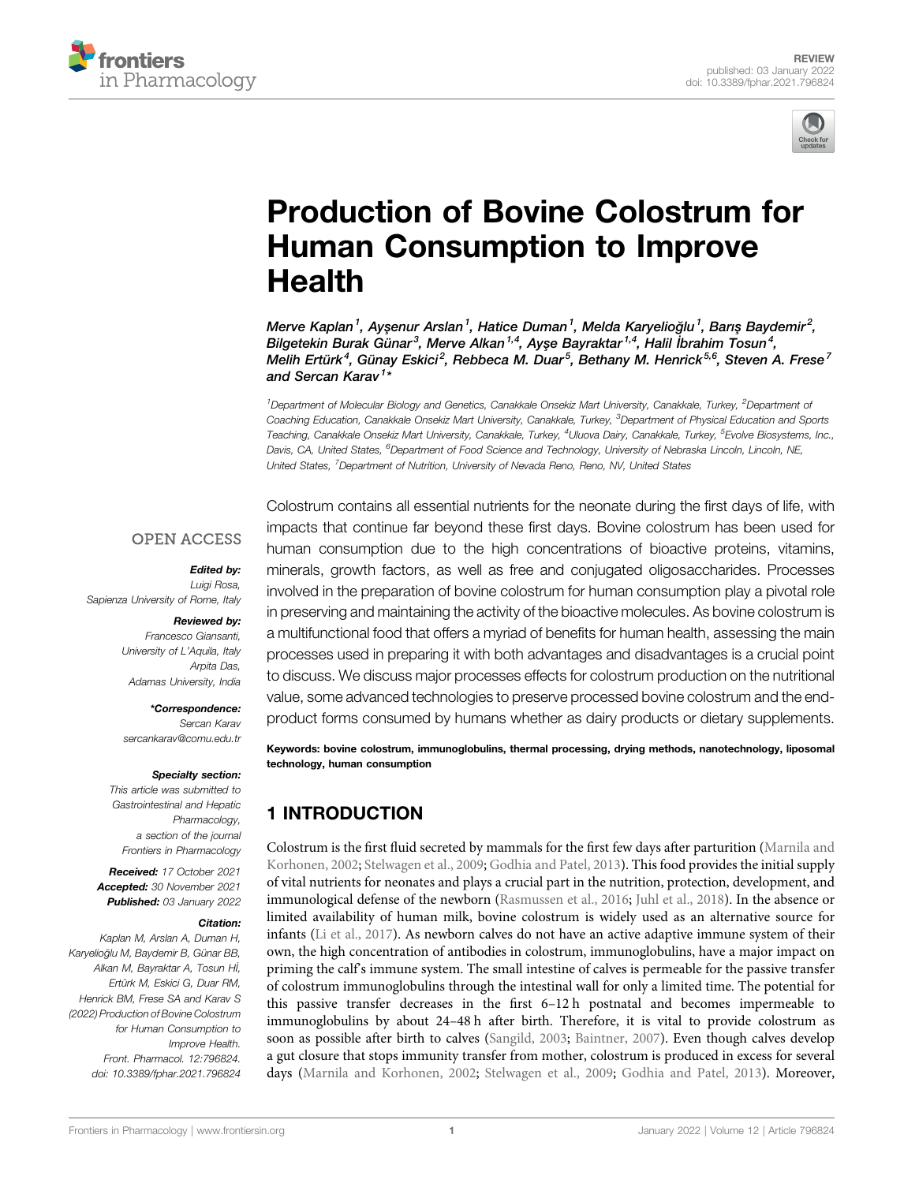# Production of Bovine Colostrum for Human Consumption to Improve Health

*Merve Kaplan[1], Ayşenur Arslan[1], Hatice Duman[1], Melda Karyelioğlu[1], Barış Baydemir[2], Bilgetekin Burak Günar[3], Merve Alkan[1,4], Ayşe Bayraktar[1,4], Halil İbrahim Tosun[4], Melih Ertürk[4], Günay Eskici[2], Rebbeca M. Duar[5], Bethany M. Henrick[5,6], Steven A. Frese[7] and Sercan Karav[1]\**

[1]Department of Molecular Biology and Genetics, Canakkale Onsekiz Mart University, Canakkale, Turkey, [2]Department of Coaching Education, Canakkale Onsekiz Mart University, Canakkale, Turkey, [3]Department of Physical Education and Sports Teaching, Canakkale Onsekiz Mart University, Canakkale, Turkey, [4]Uluova Dairy, Canakkale, Turkey, [5]Evolve Biosystems, Inc., Davis, CA, United States, [6]Department of Food Science and Technology, University of Nebraska Lincoln, Lincoln, NE, United States, [7]Department of Nutrition, University of Nevada Reno, Reno, NV, United States

OPEN ACCESS

***Edited by:***
Luigi Rosa,
Sapienza University of Rome, Italy

***Reviewed by:***
Francesco Giansanti,
University of L'Aquila, Italy
Arpita Das,
Adamas University, India

***\*Correspondence:***
Sercan Karav
sercankarav@comu.edu.tr

***Specialty section:***
This article was submitted to Gastrointestinal and Hepatic Pharmacology, a section of the journal Frontiers in Pharmacology

**Received:** 17 October 2021
**Accepted:** 30 November 2021
**Published:** 03 January 2022

***Citation:***
Kaplan M, Arslan A, Duman H, Karyelioğlu M, Baydemir B, Günar BB, Alkan M, Bayraktar A, Tosun Hİ, Ertürk M, Eskici G, Duar RM, Henrick BM, Frese SA and Karav S (2022) Production of Bovine Colostrum for Human Consumption to Improve Health. Front. Pharmacol. 12:796824. doi: 10.3389/fphar.2021.796824

Colostrum contains all essential nutrients for the neonate during the first days of life, with impacts that continue far beyond these first days. Bovine colostrum has been used for human consumption due to the high concentrations of bioactive proteins, vitamins, minerals, growth factors, as well as free and conjugated oligosaccharides. Processes involved in the preparation of bovine colostrum for human consumption play a pivotal role in preserving and maintaining the activity of the bioactive molecules. As bovine colostrum is a multifunctional food that offers a myriad of benefits for human health, assessing the main processes used in preparing it with both advantages and disadvantages is a crucial point to discuss. We discuss major processes effects for colostrum production on the nutritional value, some advanced technologies to preserve processed bovine colostrum and the end-product forms consumed by humans whether as dairy products or dietary supplements.

**Keywords: bovine colostrum, immunoglobulins, thermal processing, drying methods, nanotechnology, liposomal technology, human consumption**

## 1 INTRODUCTION

Colostrum is the first fluid secreted by mammals for the first few days after parturition (Marnila and Korhonen, 2002; Stelwagen et al., 2009; Godhia and Patel, 2013). This food provides the initial supply of vital nutrients for neonates and plays a crucial part in the nutrition, protection, development, and immunological defense of the newborn (Rasmussen et al., 2016; Juhl et al., 2018). In the absence or limited availability of human milk, bovine colostrum is widely used as an alternative source for infants (Li et al., 2017). As newborn calves do not have an active adaptive immune system of their own, the high concentration of antibodies in colostrum, immunoglobulins, have a major impact on priming the calf's immune system. The small intestine of calves is permeable for the passive transfer of colostrum immunoglobulins through the intestinal wall for only a limited time. The potential for this passive transfer decreases in the first 6–12 h postnatal and becomes impermeable to immunoglobulins by about 24–48 h after birth. Therefore, it is vital to provide colostrum as soon as possible after birth to calves (Sangild, 2003; Baintner, 2007). Even though calves develop a gut closure that stops immunity transfer from mother, colostrum is produced in excess for several days (Marnila and Korhonen, 2002; Stelwagen et al., 2009; Godhia and Patel, 2013). Moreover,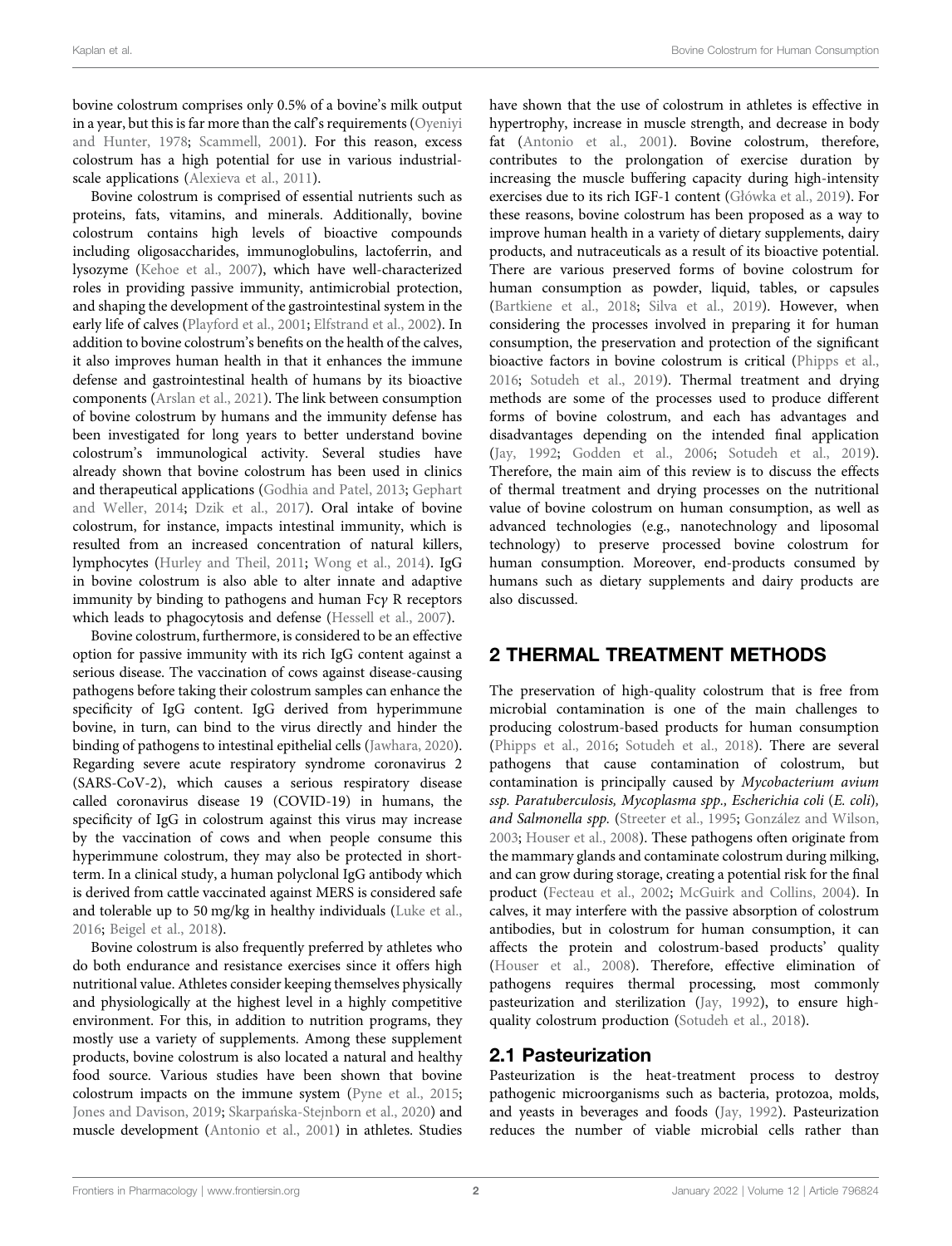bovine colostrum comprises only 0.5% of a bovine's milk output in a year, but this is far more than the calf's requirements (Oyeniyi and Hunter, 1978; Scammell, 2001). For this reason, excess colostrum has a high potential for use in various industrial-scale applications (Alexieva et al., 2011).

Bovine colostrum is comprised of essential nutrients such as proteins, fats, vitamins, and minerals. Additionally, bovine colostrum contains high levels of bioactive compounds including oligosaccharides, immunoglobulins, lactoferrin, and lysozyme (Kehoe et al., 2007), which have well-characterized roles in providing passive immunity, antimicrobial protection, and shaping the development of the gastrointestinal system in the early life of calves (Playford et al., 2001; Elfstrand et al., 2002). In addition to bovine colostrum's benefits on the health of the calves, it also improves human health in that it enhances the immune defense and gastrointestinal health of humans by its bioactive components (Arslan et al., 2021). The link between consumption of bovine colostrum by humans and the immunity defense has been investigated for long years to better understand bovine colostrum's immunological activity. Several studies have already shown that bovine colostrum has been used in clinics and therapeutical applications (Godhia and Patel, 2013; Gephart and Weller, 2014; Dzik et al., 2017). Oral intake of bovine colostrum, for instance, impacts intestinal immunity, which is resulted from an increased concentration of natural killers, lymphocytes (Hurley and Theil, 2011; Wong et al., 2014). IgG in bovine colostrum is also able to alter innate and adaptive immunity by binding to pathogens and human Fcγ R receptors which leads to phagocytosis and defense (Hessell et al., 2007).

Bovine colostrum, furthermore, is considered to be an effective option for passive immunity with its rich IgG content against a serious disease. The vaccination of cows against disease-causing pathogens before taking their colostrum samples can enhance the specificity of IgG content. IgG derived from hyperimmune bovine, in turn, can bind to the virus directly and hinder the binding of pathogens to intestinal epithelial cells (Jawhara, 2020). Regarding severe acute respiratory syndrome coronavirus 2 (SARS-CoV-2), which causes a serious respiratory disease called coronavirus disease 19 (COVID-19) in humans, the specificity of IgG in colostrum against this virus may increase by the vaccination of cows and when people consume this hyperimmune colostrum, they may also be protected in short-term. In a clinical study, a human polyclonal IgG antibody which is derived from cattle vaccinated against MERS is considered safe and tolerable up to 50 mg/kg in healthy individuals (Luke et al., 2016; Beigel et al., 2018).

Bovine colostrum is also frequently preferred by athletes who do both endurance and resistance exercises since it offers high nutritional value. Athletes consider keeping themselves physically and physiologically at the highest level in a highly competitive environment. For this, in addition to nutrition programs, they mostly use a variety of supplements. Among these supplement products, bovine colostrum is also located a natural and healthy food source. Various studies have been shown that bovine colostrum impacts on the immune system (Pyne et al., 2015; Jones and Davison, 2019; Skarpańska-Stejnborn et al., 2020) and muscle development (Antonio et al., 2001) in athletes. Studies have shown that the use of colostrum in athletes is effective in hypertrophy, increase in muscle strength, and decrease in body fat (Antonio et al., 2001). Bovine colostrum, therefore, contributes to the prolongation of exercise duration by increasing the muscle buffering capacity during high-intensity exercises due to its rich IGF-1 content (Główka et al., 2019). For these reasons, bovine colostrum has been proposed as a way to improve human health in a variety of dietary supplements, dairy products, and nutraceuticals as a result of its bioactive potential. There are various preserved forms of bovine colostrum for human consumption as powder, liquid, tables, or capsules (Bartkiene et al., 2018; Silva et al., 2019). However, when considering the processes involved in preparing it for human consumption, the preservation and protection of the significant bioactive factors in bovine colostrum is critical (Phipps et al., 2016; Sotudeh et al., 2019). Thermal treatment and drying methods are some of the processes used to produce different forms of bovine colostrum, and each has advantages and disadvantages depending on the intended final application (Jay, 1992; Godden et al., 2006; Sotudeh et al., 2019). Therefore, the main aim of this review is to discuss the effects of thermal treatment and drying processes on the nutritional value of bovine colostrum on human consumption, as well as advanced technologies (e.g., nanotechnology and liposomal technology) to preserve processed bovine colostrum for human consumption. Moreover, end-products consumed by humans such as dietary supplements and dairy products are also discussed.

## 2 THERMAL TREATMENT METHODS

The preservation of high-quality colostrum that is free from microbial contamination is one of the main challenges to producing colostrum-based products for human consumption (Phipps et al., 2016; Sotudeh et al., 2018). There are several pathogens that cause contamination of colostrum, but contamination is principally caused by *Mycobacterium avium ssp. Paratuberculosis, Mycoplasma spp., Escherichia coli* (*E. coli*), *and Salmonella spp.* (Streeter et al., 1995; González and Wilson, 2003; Houser et al., 2008). These pathogens often originate from the mammary glands and contaminate colostrum during milking, and can grow during storage, creating a potential risk for the final product (Fecteau et al., 2002; McGuirk and Collins, 2004). In calves, it may interfere with the passive absorption of colostrum antibodies, but in colostrum for human consumption, it can affects the protein and colostrum-based products' quality (Houser et al., 2008). Therefore, effective elimination of pathogens requires thermal processing, most commonly pasteurization and sterilization (Jay, 1992), to ensure high-quality colostrum production (Sotudeh et al., 2018).

### 2.1 Pasteurization

Pasteurization is the heat-treatment process to destroy pathogenic microorganisms such as bacteria, protozoa, molds, and yeasts in beverages and foods (Jay, 1992). Pasteurization reduces the number of viable microbial cells rather than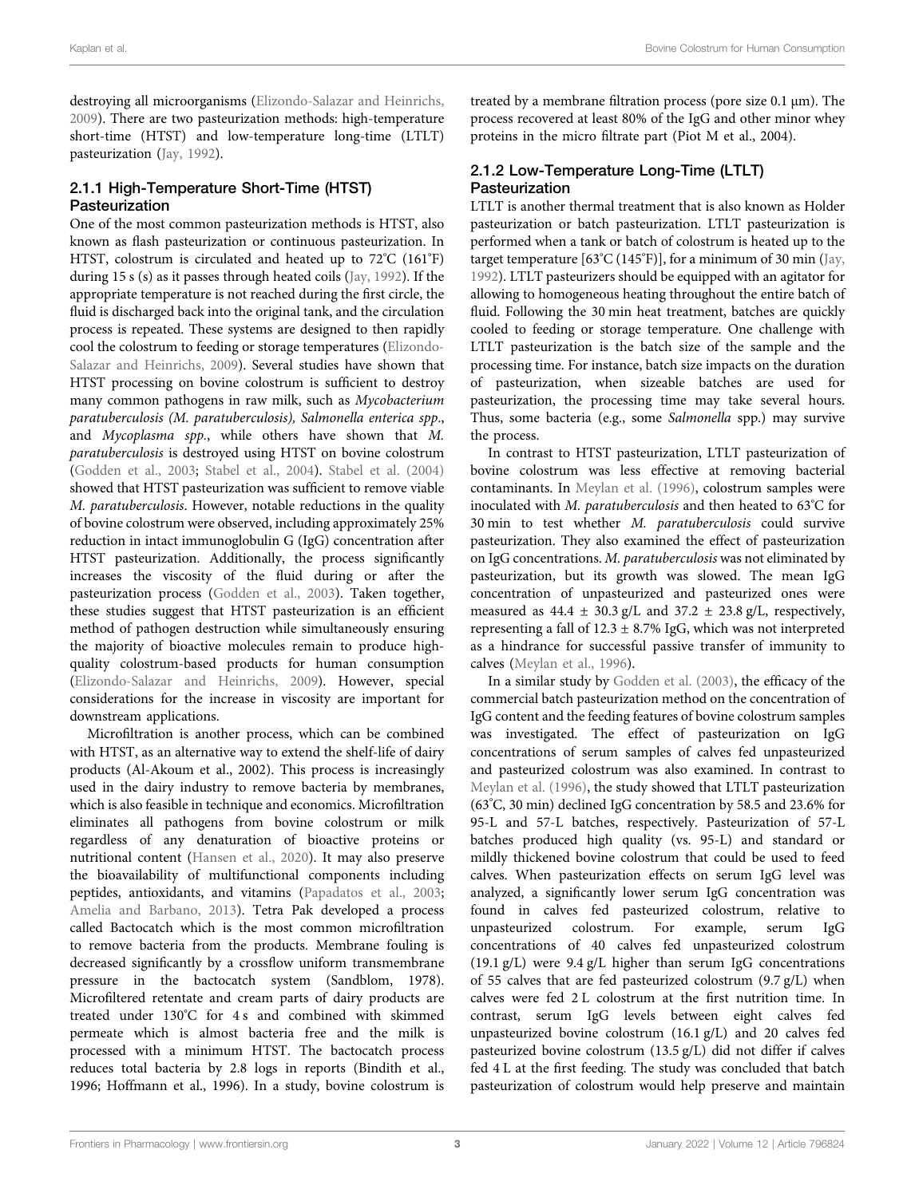destroying all microorganisms (Elizondo-Salazar and Heinrichs, 2009). There are two pasteurization methods: high-temperature short-time (HTST) and low-temperature long-time (LTLT) pasteurization (Jay, 1992).

### 2.1.1 High-Temperature Short-Time (HTST) Pasteurization

One of the most common pasteurization methods is HTST, also known as flash pasteurization or continuous pasteurization. In HTST, colostrum is circulated and heated up to 72°C (161°F) during 15 s (s) as it passes through heated coils (Jay, 1992). If the appropriate temperature is not reached during the first circle, the fluid is discharged back into the original tank, and the circulation process is repeated. These systems are designed to then rapidly cool the colostrum to feeding or storage temperatures (Elizondo-Salazar and Heinrichs, 2009). Several studies have shown that HTST processing on bovine colostrum is sufficient to destroy many common pathogens in raw milk, such as *Mycobacterium paratuberculosis (M. paratuberculosis), Salmonella enterica spp*., and *Mycoplasma spp*., while others have shown that *M. paratuberculosis* is destroyed using HTST on bovine colostrum (Godden et al., 2003; Stabel et al., 2004). Stabel et al. (2004) showed that HTST pasteurization was sufficient to remove viable *M. paratuberculosis*. However, notable reductions in the quality of bovine colostrum were observed, including approximately 25% reduction in intact immunoglobulin G (IgG) concentration after HTST pasteurization. Additionally, the process significantly increases the viscosity of the fluid during or after the pasteurization process (Godden et al., 2003). Taken together, these studies suggest that HTST pasteurization is an efficient method of pathogen destruction while simultaneously ensuring the majority of bioactive molecules remain to produce high-quality colostrum-based products for human consumption (Elizondo-Salazar and Heinrichs, 2009). However, special considerations for the increase in viscosity are important for downstream applications.

Microfiltration is another process, which can be combined with HTST, as an alternative way to extend the shelf-life of dairy products (Al-Akoum et al., 2002). This process is increasingly used in the dairy industry to remove bacteria by membranes, which is also feasible in technique and economics. Microfiltration eliminates all pathogens from bovine colostrum or milk regardless of any denaturation of bioactive proteins or nutritional content (Hansen et al., 2020). It may also preserve the bioavailability of multifunctional components including peptides, antioxidants, and vitamins (Papadatos et al., 2003; Amelia and Barbano, 2013). Tetra Pak developed a process called Bactocatch which is the most common microfiltration to remove bacteria from the products. Membrane fouling is decreased significantly by a crossflow uniform transmembrane pressure in the bactocatch system (Sandblom, 1978). Microfiltered retentate and cream parts of dairy products are treated under 130°C for 4 s and combined with skimmed permeate which is almost bacteria free and the milk is processed with a minimum HTST. The bactocatch process reduces total bacteria by 2.8 logs in reports (Bindith et al., 1996; Hoffmann et al., 1996). In a study, bovine colostrum is treated by a membrane filtration process (pore size 0.1 μm). The process recovered at least 80% of the IgG and other minor whey proteins in the micro filtrate part (Piot M et al., 2004).

### 2.1.2 Low-Temperature Long-Time (LTLT) Pasteurization

LTLT is another thermal treatment that is also known as Holder pasteurization or batch pasteurization. LTLT pasteurization is performed when a tank or batch of colostrum is heated up to the target temperature [63°C (145°F)], for a minimum of 30 min (Jay, 1992). LTLT pasteurizers should be equipped with an agitator for allowing to homogeneous heating throughout the entire batch of fluid. Following the 30 min heat treatment, batches are quickly cooled to feeding or storage temperature. One challenge with LTLT pasteurization is the batch size of the sample and the processing time. For instance, batch size impacts on the duration of pasteurization, when sizeable batches are used for pasteurization, the processing time may take several hours. Thus, some bacteria (e.g., some *Salmonella* spp.) may survive the process.

In contrast to HTST pasteurization, LTLT pasteurization of bovine colostrum was less effective at removing bacterial contaminants. In Meylan et al. (1996), colostrum samples were inoculated with *M. paratuberculosis* and then heated to 63°C for 30 min to test whether *M. paratuberculosis* could survive pasteurization. They also examined the effect of pasteurization on IgG concentrations. *M. paratuberculosis* was not eliminated by pasteurization, but its growth was slowed. The mean IgG concentration of unpasteurized and pasteurized ones were measured as 44.4 ± 30.3 g/L and 37.2 ± 23.8 g/L, respectively, representing a fall of 12.3 ± 8.7% IgG, which was not interpreted as a hindrance for successful passive transfer of immunity to calves (Meylan et al., 1996).

In a similar study by Godden et al. (2003), the efficacy of the commercial batch pasteurization method on the concentration of IgG content and the feeding features of bovine colostrum samples was investigated. The effect of pasteurization on IgG concentrations of serum samples of calves fed unpasteurized and pasteurized colostrum was also examined. In contrast to Meylan et al. (1996), the study showed that LTLT pasteurization (63°C, 30 min) declined IgG concentration by 58.5 and 23.6% for 95-L and 57-L batches, respectively. Pasteurization of 57-L batches produced high quality (vs. 95-L) and standard or mildly thickened bovine colostrum that could be used to feed calves. When pasteurization effects on serum IgG level was analyzed, a significantly lower serum IgG concentration was found in calves fed pasteurized colostrum, relative to unpasteurized colostrum. For example, serum IgG concentrations of 40 calves fed unpasteurized colostrum (19.1 g/L) were 9.4 g/L higher than serum IgG concentrations of 55 calves that are fed pasteurized colostrum (9.7 g/L) when calves were fed 2 L colostrum at the first nutrition time. In contrast, serum IgG levels between eight calves fed unpasteurized bovine colostrum (16.1 g/L) and 20 calves fed pasteurized bovine colostrum (13.5 g/L) did not differ if calves fed 4 L at the first feeding. The study was concluded that batch pasteurization of colostrum would help preserve and maintain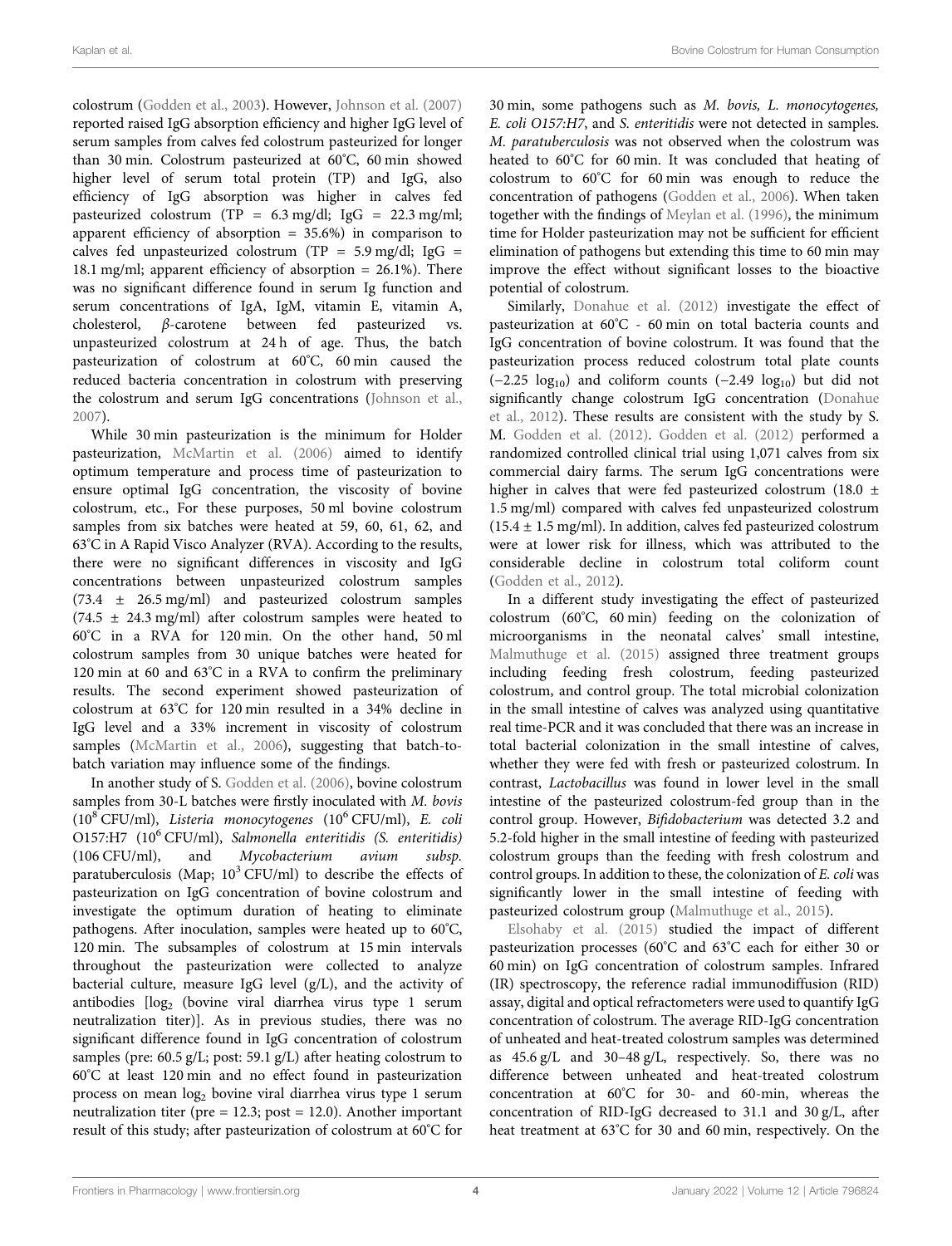colostrum (Godden et al., 2003). However, Johnson et al. (2007) reported raised IgG absorption efficiency and higher IgG level of serum samples from calves fed colostrum pasteurized for longer than 30 min. Colostrum pasteurized at 60°C, 60 min showed higher level of serum total protein (TP) and IgG, also efficiency of IgG absorption was higher in calves fed pasteurized colostrum (TP = 6.3 mg/dl; IgG = 22.3 mg/ml; apparent efficiency of absorption = 35.6%) in comparison to calves fed unpasteurized colostrum (TP = 5.9 mg/dl; IgG = 18.1 mg/ml; apparent efficiency of absorption = 26.1%). There was no significant difference found in serum Ig function and serum concentrations of IgA, IgM, vitamin E, vitamin A, cholesterol, β-carotene between fed pasteurized vs. unpasteurized colostrum at 24 h of age. Thus, the batch pasteurization of colostrum at 60°C, 60 min caused the reduced bacteria concentration in colostrum with preserving the colostrum and serum IgG concentrations (Johnson et al., 2007).

While 30 min pasteurization is the minimum for Holder pasteurization, McMartin et al. (2006) aimed to identify optimum temperature and process time of pasteurization to ensure optimal IgG concentration, the viscosity of bovine colostrum, etc., For these purposes, 50 ml bovine colostrum samples from six batches were heated at 59, 60, 61, 62, and 63°C in A Rapid Visco Analyzer (RVA). According to the results, there were no significant differences in viscosity and IgG concentrations between unpasteurized colostrum samples (73.4 ± 26.5 mg/ml) and pasteurized colostrum samples (74.5 ± 24.3 mg/ml) after colostrum samples were heated to 60°C in a RVA for 120 min. On the other hand, 50 ml colostrum samples from 30 unique batches were heated for 120 min at 60 and 63°C in a RVA to confirm the preliminary results. The second experiment showed pasteurization of colostrum at 63°C for 120 min resulted in a 34% decline in IgG level and a 33% increment in viscosity of colostrum samples (McMartin et al., 2006), suggesting that batch-to-batch variation may influence some of the findings.

In another study of S. Godden et al. (2006), bovine colostrum samples from 30-L batches were firstly inoculated with *M. bovis* ($10^8$ CFU/ml), *Listeria monocytogenes* ($10^6$ CFU/ml), *E. coli* O157:H7 ($10^6$ CFU/ml), *Salmonella enteritidis (S. enteritidis)* (106 CFU/ml), and *Mycobacterium avium subsp.* paratuberculosis (Map; $10^3$ CFU/ml) to describe the effects of pasteurization on IgG concentration of bovine colostrum and investigate the optimum duration of heating to eliminate pathogens. After inoculation, samples were heated up to 60°C, 120 min. The subsamples of colostrum at 15 min intervals throughout the pasteurization were collected to analyze bacterial culture, measure IgG level (g/L), and the activity of antibodies [$\log_2$ (bovine viral diarrhea virus type 1 serum neutralization titer)]. As in previous studies, there was no significant difference found in IgG concentration of colostrum samples (pre: 60.5 g/L; post: 59.1 g/L) after heating colostrum to 60°C at least 120 min and no effect found in pasteurization process on mean $\log_2$ bovine viral diarrhea virus type 1 serum neutralization titer (pre = 12.3; post = 12.0). Another important result of this study; after pasteurization of colostrum at 60°C for 30 min, some pathogens such as *M. bovis, L. monocytogenes, E. coli O157:H7*, and *S. enteritidis* were not detected in samples. *M. paratuberculosis* was not observed when the colostrum was heated to 60°C for 60 min. It was concluded that heating of colostrum to 60°C for 60 min was enough to reduce the concentration of pathogens (Godden et al., 2006). When taken together with the findings of Meylan et al. (1996), the minimum time for Holder pasteurization may not be sufficient for efficient elimination of pathogens but extending this time to 60 min may improve the effect without significant losses to the bioactive potential of colostrum.

Similarly, Donahue et al. (2012) investigate the effect of pasteurization at 60°C - 60 min on total bacteria counts and IgG concentration of bovine colostrum. It was found that the pasteurization process reduced colostrum total plate counts ($-2.25 \log_{10}$) and coliform counts ($-2.49 \log_{10}$) but did not significantly change colostrum IgG concentration (Donahue et al., 2012). These results are consistent with the study by S. M. Godden et al. (2012). Godden et al. (2012) performed a randomized controlled clinical trial using 1,071 calves from six commercial dairy farms. The serum IgG concentrations were higher in calves that were fed pasteurized colostrum (18.0 ± 1.5 mg/ml) compared with calves fed unpasteurized colostrum (15.4 ± 1.5 mg/ml). In addition, calves fed pasteurized colostrum were at lower risk for illness, which was attributed to the considerable decline in colostrum total coliform count (Godden et al., 2012).

In a different study investigating the effect of pasteurized colostrum (60°C, 60 min) feeding on the colonization of microorganisms in the neonatal calves' small intestine, Malmuthuge et al. (2015) assigned three treatment groups including feeding fresh colostrum, feeding pasteurized colostrum, and control group. The total microbial colonization in the small intestine of calves was analyzed using quantitative real time-PCR and it was concluded that there was an increase in total bacterial colonization in the small intestine of calves, whether they were fed with fresh or pasteurized colostrum. In contrast, *Lactobacillus* was found in lower level in the small intestine of the pasteurized colostrum-fed group than in the control group. However, *Bifidobacterium* was detected 3.2 and 5.2-fold higher in the small intestine of feeding with pasteurized colostrum groups than the feeding with fresh colostrum and control groups. In addition to these, the colonization of *E. coli* was significantly lower in the small intestine of feeding with pasteurized colostrum group (Malmuthuge et al., 2015).

Elsohaby et al. (2015) studied the impact of different pasteurization processes (60°C and 63°C each for either 30 or 60 min) on IgG concentration of colostrum samples. Infrared (IR) spectroscopy, the reference radial immunodiffusion (RID) assay, digital and optical refractometers were used to quantify IgG concentration of colostrum. The average RID-IgG concentration of unheated and heat-treated colostrum samples was determined as 45.6 g/L and 30–48 g/L, respectively. So, there was no difference between unheated and heat-treated colostrum concentration at 60°C for 30- and 60-min, whereas the concentration of RID-IgG decreased to 31.1 and 30 g/L, after heat treatment at 63°C for 30 and 60 min, respectively. On the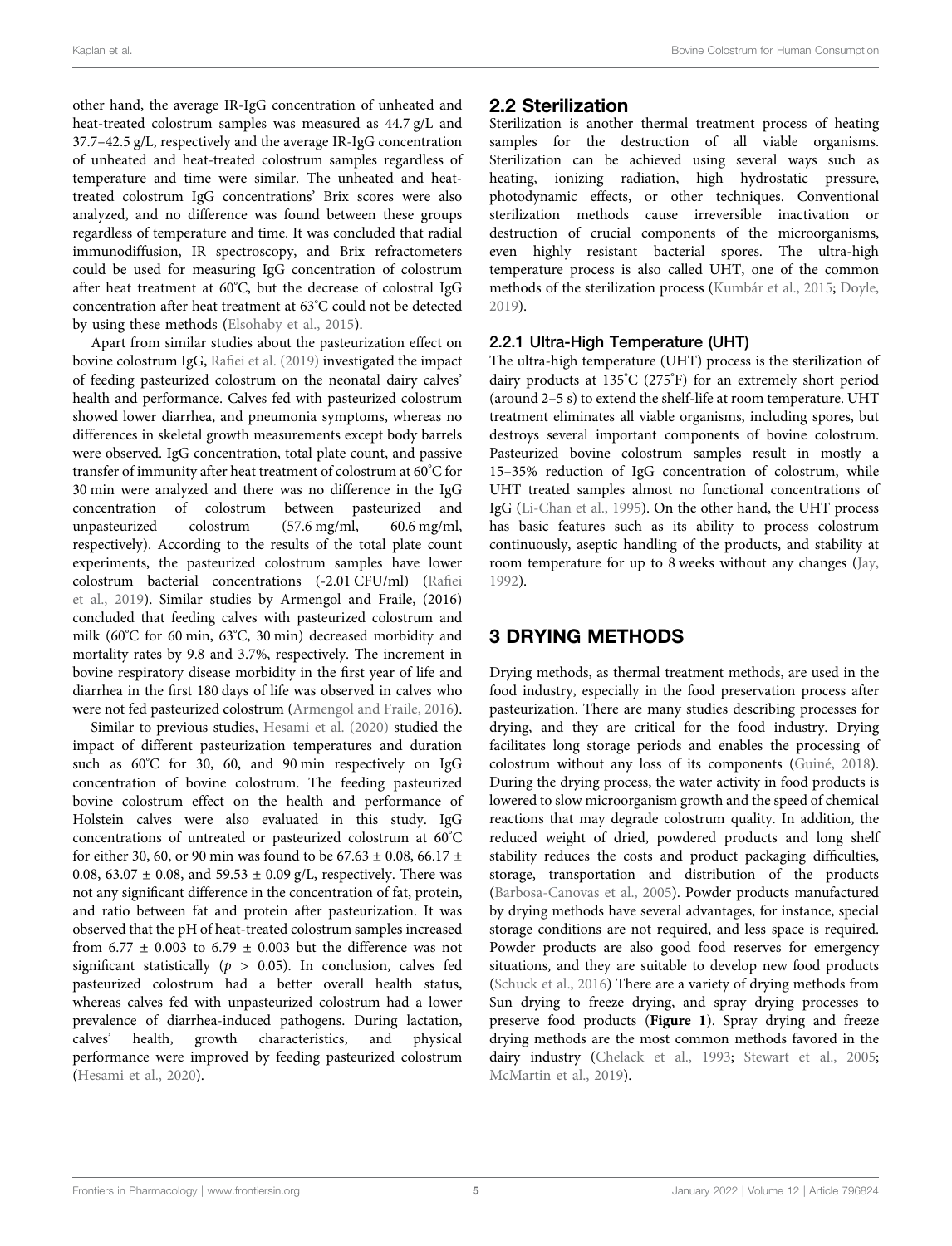other hand, the average IR-IgG concentration of unheated and heat-treated colostrum samples was measured as 44.7 g/L and 37.7–42.5 g/L, respectively and the average IR-IgG concentration of unheated and heat-treated colostrum samples regardless of temperature and time were similar. The unheated and heat-treated colostrum IgG concentrations' Brix scores were also analyzed, and no difference was found between these groups regardless of temperature and time. It was concluded that radial immunodiffusion, IR spectroscopy, and Brix refractometers could be used for measuring IgG concentration of colostrum after heat treatment at 60°C, but the decrease of colostral IgG concentration after heat treatment at 63°C could not be detected by using these methods (Elsohaby et al., 2015).

Apart from similar studies about the pasteurization effect on bovine colostrum IgG, Rafiei et al. (2019) investigated the impact of feeding pasteurized colostrum on the neonatal dairy calves' health and performance. Calves fed with pasteurized colostrum showed lower diarrhea, and pneumonia symptoms, whereas no differences in skeletal growth measurements except body barrels were observed. IgG concentration, total plate count, and passive transfer of immunity after heat treatment of colostrum at 60°C for 30 min were analyzed and there was no difference in the IgG concentration of colostrum between pasteurized and unpasteurized colostrum (57.6 mg/ml, 60.6 mg/ml, respectively). According to the results of the total plate count experiments, the pasteurized colostrum samples have lower colostrum bacterial concentrations (-2.01 CFU/ml) (Rafiei et al., 2019). Similar studies by Armengol and Fraile, (2016) concluded that feeding calves with pasteurized colostrum and milk (60°C for 60 min, 63°C, 30 min) decreased morbidity and mortality rates by 9.8 and 3.7%, respectively. The increment in bovine respiratory disease morbidity in the first year of life and diarrhea in the first 180 days of life was observed in calves who were not fed pasteurized colostrum (Armengol and Fraile, 2016).

Similar to previous studies, Hesami et al. (2020) studied the impact of different pasteurization temperatures and duration such as 60°C for 30, 60, and 90 min respectively on IgG concentration of bovine colostrum. The feeding pasteurized bovine colostrum effect on the health and performance of Holstein calves were also evaluated in this study. IgG concentrations of untreated or pasteurized colostrum at 60°C for either 30, 60, or 90 min was found to be 67.63 ± 0.08, 66.17 ± 0.08, 63.07 ± 0.08, and 59.53 ± 0.09 g/L, respectively. There was not any significant difference in the concentration of fat, protein, and ratio between fat and protein after pasteurization. It was observed that the pH of heat-treated colostrum samples increased from 6.77 ± 0.003 to 6.79 ± 0.003 but the difference was not significant statistically ($p > 0.05$). In conclusion, calves fed pasteurized colostrum had a better overall health status, whereas calves fed with unpasteurized colostrum had a lower prevalence of diarrhea-induced pathogens. During lactation, calves' health, growth characteristics, and physical performance were improved by feeding pasteurized colostrum (Hesami et al., 2020).

## 2.2 Sterilization

Sterilization is another thermal treatment process of heating samples for the destruction of all viable organisms. Sterilization can be achieved using several ways such as heating, ionizing radiation, high hydrostatic pressure, photodynamic effects, or other techniques. Conventional sterilization methods cause irreversible inactivation or destruction of crucial components of the microorganisms, even highly resistant bacterial spores. The ultra-high temperature process is also called UHT, one of the common methods of the sterilization process (Kumbár et al., 2015; Doyle, 2019).

### 2.2.1 Ultra-High Temperature (UHT)

The ultra-high temperature (UHT) process is the sterilization of dairy products at 135°C (275°F) for an extremely short period (around 2–5 s) to extend the shelf-life at room temperature. UHT treatment eliminates all viable organisms, including spores, but destroys several important components of bovine colostrum. Pasteurized bovine colostrum samples result in mostly a 15–35% reduction of IgG concentration of colostrum, while UHT treated samples almost no functional concentrations of IgG (Li-Chan et al., 1995). On the other hand, the UHT process has basic features such as its ability to process colostrum continuously, aseptic handling of the products, and stability at room temperature for up to 8 weeks without any changes (Jay, 1992).

# 3 DRYING METHODS

Drying methods, as thermal treatment methods, are used in the food industry, especially in the food preservation process after pasteurization. There are many studies describing processes for drying, and they are critical for the food industry. Drying facilitates long storage periods and enables the processing of colostrum without any loss of its components (Guiné, 2018). During the drying process, the water activity in food products is lowered to slow microorganism growth and the speed of chemical reactions that may degrade colostrum quality. In addition, the reduced weight of dried, powdered products and long shelf stability reduces the costs and product packaging difficulties, storage, transportation and distribution of the products (Barbosa-Canovas et al., 2005). Powder products manufactured by drying methods have several advantages, for instance, special storage conditions are not required, and less space is required. Powder products are also good food reserves for emergency situations, and they are suitable to develop new food products (Schuck et al., 2016) There are a variety of drying methods from Sun drying to freeze drying, and spray drying processes to preserve food products (**Figure 1**). Spray drying and freeze drying methods are the most common methods favored in the dairy industry (Chelack et al., 1993; Stewart et al., 2005; McMartin et al., 2019).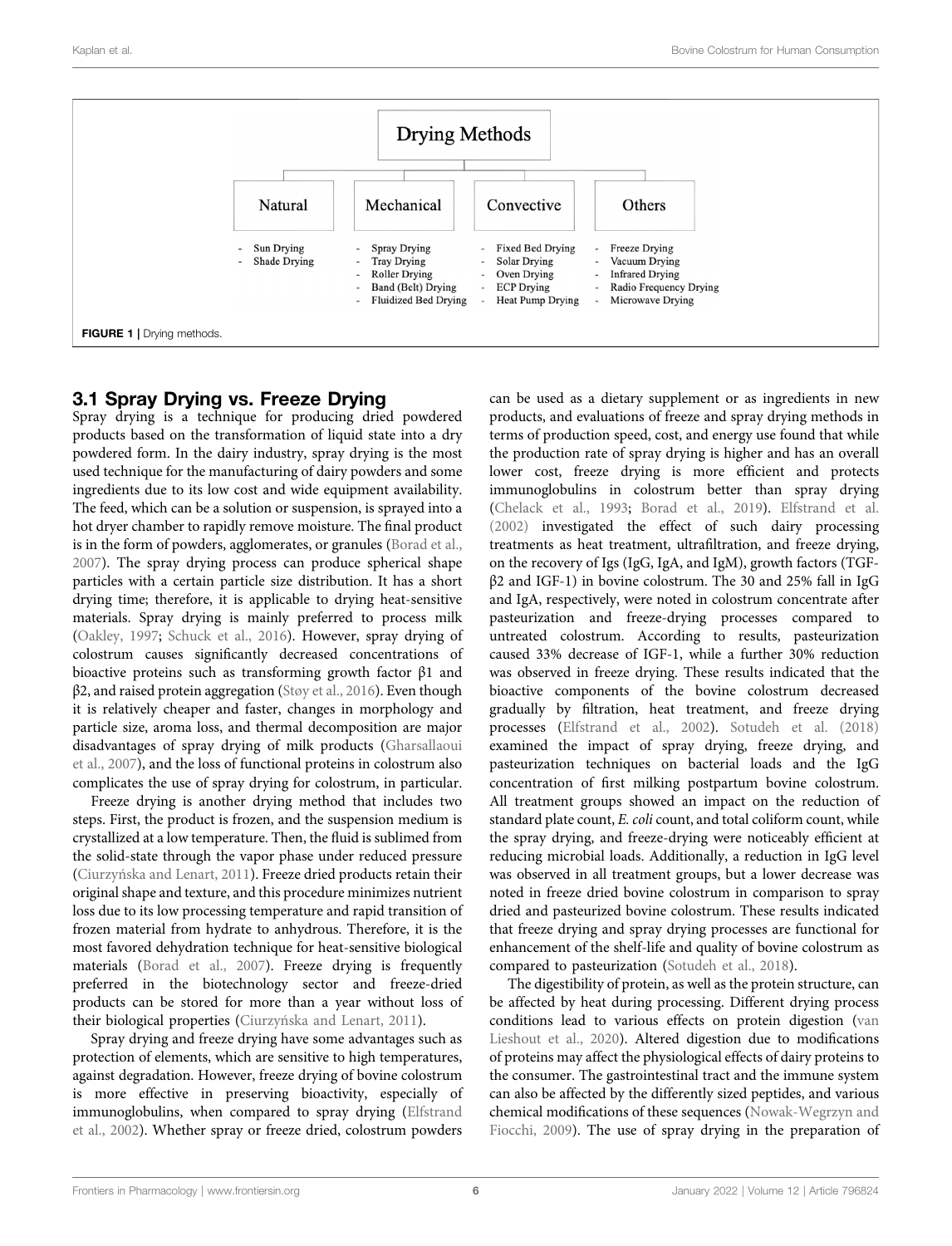Drying Methods

| Natural | Mechanical | Convective | Others |
| --- | --- | --- | --- |
| - Sun Drying | - Spray Drying | - Fixed Bed Drying | - Freeze Drying |
| - Shade Drying | - Tray Drying | - Solar Drying | - Vacuum Drying |
| | - Roller Drying | - Oven Drying | - Infrared Drying |
| | - Band (Belt) Drying | - ECP Drying | - Radio Frequency Drying |
| | - Fluidized Bed Drying | - Heat Pump Drying | - Microwave Drying |

**FIGURE 1** | Drying methods.

## 3.1 Spray Drying vs. Freeze Drying

Spray drying is a technique for producing dried powdered products based on the transformation of liquid state into a dry powdered form. In the dairy industry, spray drying is the most used technique for the manufacturing of dairy powders and some ingredients due to its low cost and wide equipment availability. The feed, which can be a solution or suspension, is sprayed into a hot dryer chamber to rapidly remove moisture. The final product is in the form of powders, agglomerates, or granules (Borad et al., 2007). The spray drying process can produce spherical shape particles with a certain particle size distribution. It has a short drying time; therefore, it is applicable to drying heat-sensitive materials. Spray drying is mainly preferred to process milk (Oakley, 1997; Schuck et al., 2016). However, spray drying of colostrum causes significantly decreased concentrations of bioactive proteins such as transforming growth factor β1 and β2, and raised protein aggregation (Støy et al., 2016). Even though it is relatively cheaper and faster, changes in morphology and particle size, aroma loss, and thermal decomposition are major disadvantages of spray drying of milk products (Gharsallaoui et al., 2007), and the loss of functional proteins in colostrum also complicates the use of spray drying for colostrum, in particular.

Freeze drying is another drying method that includes two steps. First, the product is frozen, and the suspension medium is crystallized at a low temperature. Then, the fluid is sublimed from the solid-state through the vapor phase under reduced pressure (Ciurzyńska and Lenart, 2011). Freeze dried products retain their original shape and texture, and this procedure minimizes nutrient loss due to its low processing temperature and rapid transition of frozen material from hydrate to anhydrous. Therefore, it is the most favored dehydration technique for heat-sensitive biological materials (Borad et al., 2007). Freeze drying is frequently preferred in the biotechnology sector and freeze-dried products can be stored for more than a year without loss of their biological properties (Ciurzyńska and Lenart, 2011).

Spray drying and freeze drying have some advantages such as protection of elements, which are sensitive to high temperatures, against degradation. However, freeze drying of bovine colostrum is more effective in preserving bioactivity, especially of immunoglobulins, when compared to spray drying (Elfstrand et al., 2002). Whether spray or freeze dried, colostrum powders can be used as a dietary supplement or as ingredients in new products, and evaluations of freeze and spray drying methods in terms of production speed, cost, and energy use found that while the production rate of spray drying is higher and has an overall lower cost, freeze drying is more efficient and protects immunoglobulins in colostrum better than spray drying (Chelack et al., 1993; Borad et al., 2019). Elfstrand et al. (2002) investigated the effect of such dairy processing treatments as heat treatment, ultrafiltration, and freeze drying, on the recovery of Igs (IgG, IgA, and IgM), growth factors (TGF-β2 and IGF-1) in bovine colostrum. The 30 and 25% fall in IgG and IgA, respectively, were noted in colostrum concentrate after pasteurization and freeze-drying processes compared to untreated colostrum. According to results, pasteurization caused 33% decrease of IGF-1, while a further 30% reduction was observed in freeze drying. These results indicated that the bioactive components of the bovine colostrum decreased gradually by filtration, heat treatment, and freeze drying processes (Elfstrand et al., 2002). Sotudeh et al. (2018) examined the impact of spray drying, freeze drying, and pasteurization techniques on bacterial loads and the IgG concentration of first milking postpartum bovine colostrum. All treatment groups showed an impact on the reduction of standard plate count, *E. coli* count, and total coliform count, while the spray drying, and freeze-drying were noticeably efficient at reducing microbial loads. Additionally, a reduction in IgG level was observed in all treatment groups, but a lower decrease was noted in freeze dried bovine colostrum in comparison to spray dried and pasteurized bovine colostrum. These results indicated that freeze drying and spray drying processes are functional for enhancement of the shelf-life and quality of bovine colostrum as compared to pasteurization (Sotudeh et al., 2018).

The digestibility of protein, as well as the protein structure, can be affected by heat during processing. Different drying process conditions lead to various effects on protein digestion (van Lieshout et al., 2020). Altered digestion due to modifications of proteins may affect the physiological effects of dairy proteins to the consumer. The gastrointestinal tract and the immune system can also be affected by the differently sized peptides, and various chemical modifications of these sequences (Nowak-Wegrzyn and Fiocchi, 2009). The use of spray drying in the preparation of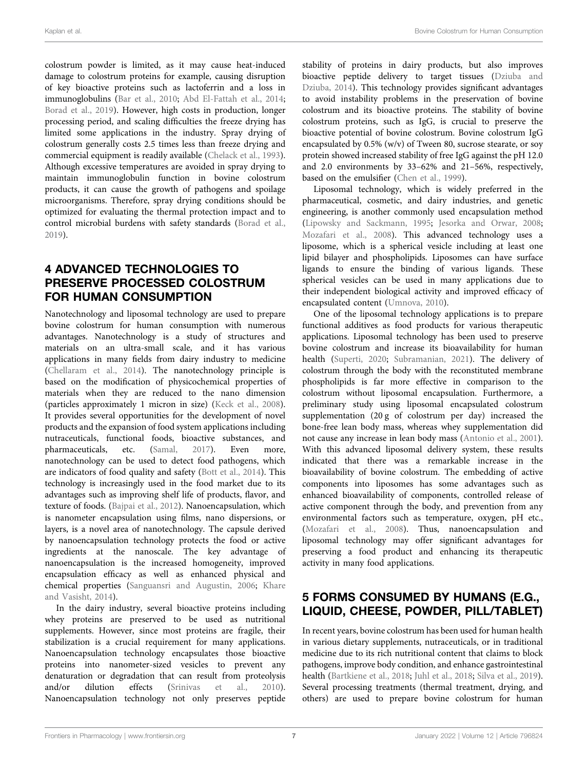colostrum powder is limited, as it may cause heat-induced damage to colostrum proteins for example, causing disruption of key bioactive proteins such as lactoferrin and a loss in immunoglobulins (Bar et al., 2010; Abd El-Fattah et al., 2014; Borad et al., 2019). However, high costs in production, longer processing period, and scaling difficulties the freeze drying has limited some applications in the industry. Spray drying of colostrum generally costs 2.5 times less than freeze drying and commercial equipment is readily available (Chelack et al., 1993). Although excessive temperatures are avoided in spray drying to maintain immunoglobulin function in bovine colostrum products, it can cause the growth of pathogens and spoilage microorganisms. Therefore, spray drying conditions should be optimized for evaluating the thermal protection impact and to control microbial burdens with safety standards (Borad et al., 2019).

## 4 ADVANCED TECHNOLOGIES TO PRESERVE PROCESSED COLOSTRUM FOR HUMAN CONSUMPTION

Nanotechnology and liposomal technology are used to prepare bovine colostrum for human consumption with numerous advantages. Nanotechnology is a study of structures and materials on an ultra-small scale, and it has various applications in many fields from dairy industry to medicine (Chellaram et al., 2014). The nanotechnology principle is based on the modification of physicochemical properties of materials when they are reduced to the nano dimension (particles approximately 1 micron in size) (Keck et al., 2008). It provides several opportunities for the development of novel products and the expansion of food system applications including nutraceuticals, functional foods, bioactive substances, and pharmaceuticals, etc. (Samal, 2017). Even more, nanotechnology can be used to detect food pathogens, which are indicators of food quality and safety (Bott et al., 2014). This technology is increasingly used in the food market due to its advantages such as improving shelf life of products, flavor, and texture of foods. (Bajpai et al., 2012). Nanoencapsulation, which is nanometer encapsulation using films, nano dispersions, or layers, is a novel area of nanotechnology. The capsule derived by nanoencapsulation technology protects the food or active ingredients at the nanoscale. The key advantage of nanoencapsulation is the increased homogeneity, improved encapsulation efficacy as well as enhanced physical and chemical properties (Sanguansri and Augustin, 2006; Khare and Vasisht, 2014).

In the dairy industry, several bioactive proteins including whey proteins are preserved to be used as nutritional supplements. However, since most proteins are fragile, their stabilization is a crucial requirement for many applications. Nanoencapsulation technology encapsulates those bioactive proteins into nanometer-sized vesicles to prevent any denaturation or degradation that can result from proteolysis and/or dilution effects (Srinivas et al., 2010). Nanoencapsulation technology not only preserves peptide stability of proteins in dairy products, but also improves bioactive peptide delivery to target tissues (Dziuba and Dziuba, 2014). This technology provides significant advantages to avoid instability problems in the preservation of bovine colostrum and its bioactive proteins. The stability of bovine colostrum proteins, such as IgG, is crucial to preserve the bioactive potential of bovine colostrum. Bovine colostrum IgG encapsulated by 0.5% (w/v) of Tween 80, sucrose stearate, or soy protein showed increased stability of free IgG against the pH 12.0 and 2.0 environments by 33–62% and 21–56%, respectively, based on the emulsifier (Chen et al., 1999).

Liposomal technology, which is widely preferred in the pharmaceutical, cosmetic, and dairy industries, and genetic engineering, is another commonly used encapsulation method (Lipowsky and Sackmann, 1995; Jesorka and Orwar, 2008; Mozafari et al., 2008). This advanced technology uses a liposome, which is a spherical vesicle including at least one lipid bilayer and phospholipids. Liposomes can have surface ligands to ensure the binding of various ligands. These spherical vesicles can be used in many applications due to their independent biological activity and improved efficacy of encapsulated content (Umnova, 2010).

One of the liposomal technology applications is to prepare functional additives as food products for various therapeutic applications. Liposomal technology has been used to preserve bovine colostrum and increase its bioavailability for human health (Superti, 2020; Subramanian, 2021). The delivery of colostrum through the body with the reconstituted membrane phospholipids is far more effective in comparison to the colostrum without liposomal encapsulation. Furthermore, a preliminary study using liposomal encapsulated colostrum supplementation (20 g of colostrum per day) increased the bone-free lean body mass, whereas whey supplementation did not cause any increase in lean body mass (Antonio et al., 2001). With this advanced liposomal delivery system, these results indicated that there was a remarkable increase in the bioavailability of bovine colostrum. The embedding of active components into liposomes has some advantages such as enhanced bioavailability of components, controlled release of active component through the body, and prevention from any environmental factors such as temperature, oxygen, pH etc., (Mozafari et al., 2008). Thus, nanoencapsulation and liposomal technology may offer significant advantages for preserving a food product and enhancing its therapeutic activity in many food applications.

## 5 FORMS CONSUMED BY HUMANS (E.G., LIQUID, CHEESE, POWDER, PILL/TABLET)

In recent years, bovine colostrum has been used for human health in various dietary supplements, nutraceuticals, or in traditional medicine due to its rich nutritional content that claims to block pathogens, improve body condition, and enhance gastrointestinal health (Bartkiene et al., 2018; Juhl et al., 2018; Silva et al., 2019). Several processing treatments (thermal treatment, drying, and others) are used to prepare bovine colostrum for human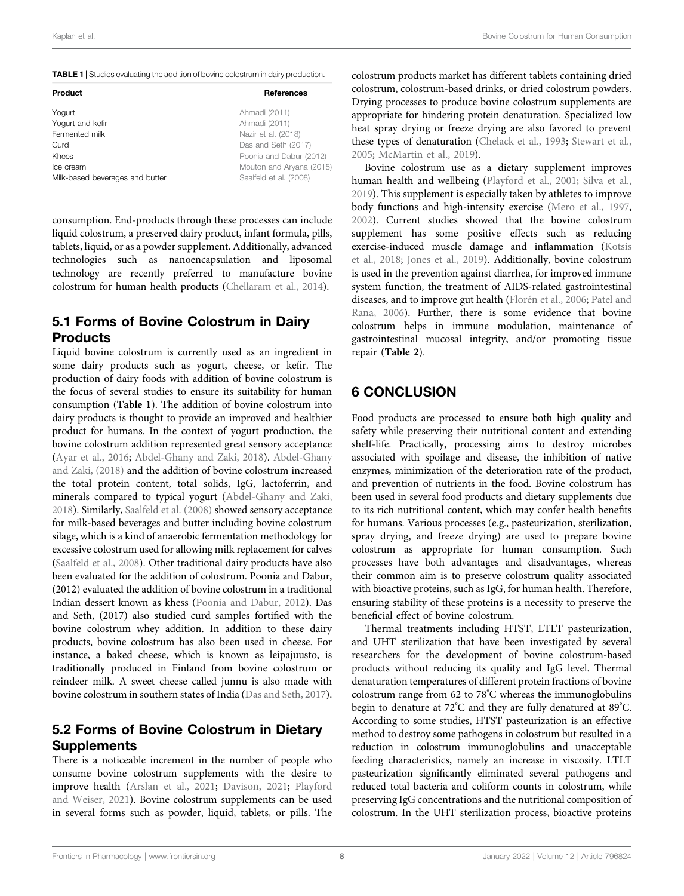**TABLE 1** | Studies evaluating the addition of bovine colostrum in dairy production.

| Product | References |
|---|---|
| Yogurt | Ahmadi (2011) |
| Yogurt and kefir | Ahmadi (2011) |
| Fermented milk | Nazir et al. (2018) |
| Curd | Das and Seth (2017) |
| Khees | Poonia and Dabur (2012) |
| Ice cream | Mouton and Aryana (2015) |
| Milk-based beverages and butter | Saalfeld et al. (2008) |

consumption. End-products through these processes can include liquid colostrum, a preserved dairy product, infant formula, pills, tablets, liquid, or as a powder supplement. Additionally, advanced technologies such as nanoencapsulation and liposomal technology are recently preferred to manufacture bovine colostrum for human health products (Chellaram et al., 2014).

## 5.1 Forms of Bovine Colostrum in Dairy Products

Liquid bovine colostrum is currently used as an ingredient in some dairy products such as yogurt, cheese, or kefir. The production of dairy foods with addition of bovine colostrum is the focus of several studies to ensure its suitability for human consumption (**Table 1**). The addition of bovine colostrum into dairy products is thought to provide an improved and healthier product for humans. In the context of yogurt production, the bovine colostrum addition represented great sensory acceptance (Ayar et al., 2016; Abdel-Ghany and Zaki, 2018). Abdel-Ghany and Zaki, (2018) and the addition of bovine colostrum increased the total protein content, total solids, IgG, lactoferrin, and minerals compared to typical yogurt (Abdel-Ghany and Zaki, 2018). Similarly, Saalfeld et al. (2008) showed sensory acceptance for milk-based beverages and butter including bovine colostrum silage, which is a kind of anaerobic fermentation methodology for excessive colostrum used for allowing milk replacement for calves (Saalfeld et al., 2008). Other traditional dairy products have also been evaluated for the addition of colostrum. Poonia and Dabur, (2012) evaluated the addition of bovine colostrum in a traditional Indian dessert known as khess (Poonia and Dabur, 2012). Das and Seth, (2017) also studied curd samples fortified with the bovine colostrum whey addition. In addition to these dairy products, bovine colostrum has also been used in cheese. For instance, a baked cheese, which is known as leipajuusto, is traditionally produced in Finland from bovine colostrum or reindeer milk. A sweet cheese called junnu is also made with bovine colostrum in southern states of India (Das and Seth, 2017).

## 5.2 Forms of Bovine Colostrum in Dietary Supplements

There is a noticeable increment in the number of people who consume bovine colostrum supplements with the desire to improve health (Arslan et al., 2021; Davison, 2021; Playford and Weiser, 2021). Bovine colostrum supplements can be used in several forms such as powder, liquid, tablets, or pills. The colostrum products market has different tablets containing dried colostrum, colostrum-based drinks, or dried colostrum powders. Drying processes to produce bovine colostrum supplements are appropriate for hindering protein denaturation. Specialized low heat spray drying or freeze drying are also favored to prevent these types of denaturation (Chelack et al., 1993; Stewart et al., 2005; McMartin et al., 2019).

Bovine colostrum use as a dietary supplement improves human health and wellbeing (Playford et al., 2001; Silva et al., 2019). This supplement is especially taken by athletes to improve body functions and high-intensity exercise (Mero et al., 1997, 2002). Current studies showed that the bovine colostrum supplement has some positive effects such as reducing exercise-induced muscle damage and inflammation (Kotsis et al., 2018; Jones et al., 2019). Additionally, bovine colostrum is used in the prevention against diarrhea, for improved immune system function, the treatment of AIDS-related gastrointestinal diseases, and to improve gut health (Florén et al., 2006; Patel and Rana, 2006). Further, there is some evidence that bovine colostrum helps in immune modulation, maintenance of gastrointestinal mucosal integrity, and/or promoting tissue repair (**Table 2**).

# 6 CONCLUSION

Food products are processed to ensure both high quality and safety while preserving their nutritional content and extending shelf-life. Practically, processing aims to destroy microbes associated with spoilage and disease, the inhibition of native enzymes, minimization of the deterioration rate of the product, and prevention of nutrients in the food. Bovine colostrum has been used in several food products and dietary supplements due to its rich nutritional content, which may confer health benefits for humans. Various processes (e.g., pasteurization, sterilization, spray drying, and freeze drying) are used to prepare bovine colostrum as appropriate for human consumption. Such processes have both advantages and disadvantages, whereas their common aim is to preserve colostrum quality associated with bioactive proteins, such as IgG, for human health. Therefore, ensuring stability of these proteins is a necessity to preserve the beneficial effect of bovine colostrum.

Thermal treatments including HTST, LTLT pasteurization, and UHT sterilization that have been investigated by several researchers for the development of bovine colostrum-based products without reducing its quality and IgG level. Thermal denaturation temperatures of different protein fractions of bovine colostrum range from 62 to 78°C whereas the immunoglobulins begin to denature at 72°C and they are fully denatured at 89°C. According to some studies, HTST pasteurization is an effective method to destroy some pathogens in colostrum but resulted in a reduction in colostrum immunoglobulins and unacceptable feeding characteristics, namely an increase in viscosity. LTLT pasteurization significantly eliminated several pathogens and reduced total bacteria and coliform counts in colostrum, while preserving IgG concentrations and the nutritional composition of colostrum. In the UHT sterilization process, bioactive proteins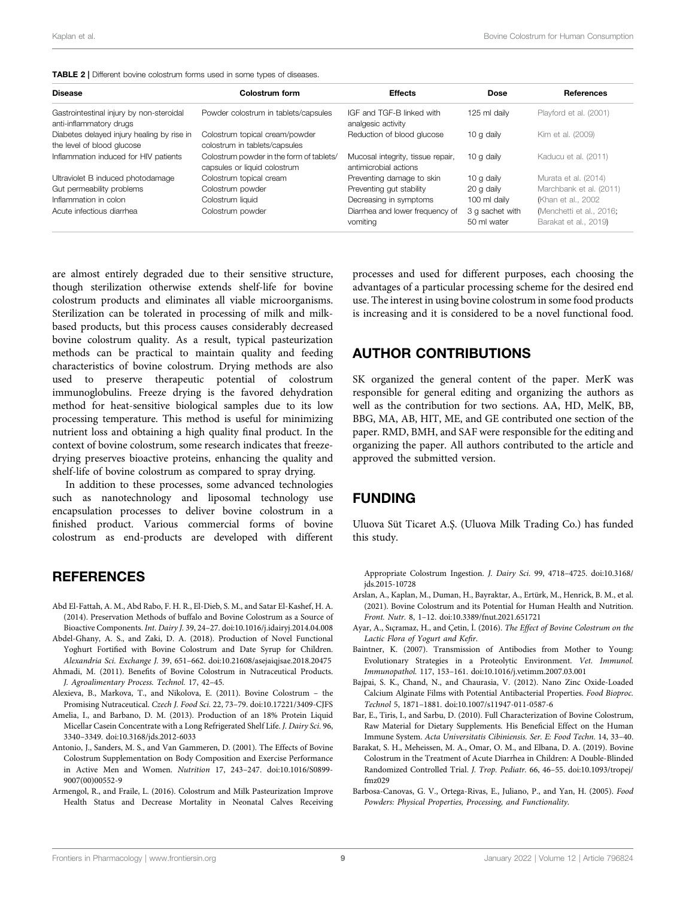**TABLE 2 |** Different bovine colostrum forms used in some types of diseases.

| Disease | Colostrum form | Effects | Dose | References |
|---|---|---|---|---|
| Gastrointestinal injury by non-steroidal anti-inflammatory drugs | Powder colostrum in tablets/capsules | IGF and TGF-B linked with analgesic activity | 125 ml daily | Playford et al. (2001) |
| Diabetes delayed injury healing by rise in the level of blood glucose | Colostrum topical cream/powder colostrum in tablets/capsules | Reduction of blood glucose | 10 g daily | Kim et al. (2009) |
| Inflammation induced for HIV patients | Colostrum powder in the form of tablets/ capsules or liquid colostrum | Mucosal integrity, tissue repair, antimicrobial actions | 10 g daily | Kaducu et al. (2011) |
| Ultraviolet B induced photodamage | Colostrum topical cream | Preventing damage to skin | 10 g daily | Murata et al. (2014) |
| Gut permeability problems | Colostrum powder | Preventing gut stability | 20 g daily | Marchbank et al. (2011) |
| Inflammation in colon | Colostrum liquid | Decreasing in symptoms | 100 ml daily | (Khan et al., 2002 |
| Acute infectious diarrhea | Colostrum powder | Diarrhea and lower frequency of vomiting | 3 g sachet with 50 ml water | (Menchetti et al., 2016; Barakat et al., 2019) |

are almost entirely degraded due to their sensitive structure, though sterilization otherwise extends shelf-life for bovine colostrum products and eliminates all viable microorganisms. Sterilization can be tolerated in processing of milk and milk-based products, but this process causes considerably decreased bovine colostrum quality. As a result, typical pasteurization methods can be practical to maintain quality and feeding characteristics of bovine colostrum. Drying methods are also used to preserve therapeutic potential of colostrum immunoglobulins. Freeze drying is the favored dehydration method for heat-sensitive biological samples due to its low processing temperature. This method is useful for minimizing nutrient loss and obtaining a high quality final product. In the context of bovine colostrum, some research indicates that freeze-drying preserves bioactive proteins, enhancing the quality and shelf-life of bovine colostrum as compared to spray drying.

In addition to these processes, some advanced technologies such as nanotechnology and liposomal technology use encapsulation processes to deliver bovine colostrum in a finished product. Various commercial forms of bovine colostrum as end-products are developed with different processes and used for different purposes, each choosing the advantages of a particular processing scheme for the desired end use. The interest in using bovine colostrum in some food products is increasing and it is considered to be a novel functional food.

## AUTHOR CONTRIBUTIONS

SK organized the general content of the paper. MerK was responsible for general editing and organizing the authors as well as the contribution for two sections. AA, HD, MelK, BB, BBG, MA, AB, HIT, ME, and GE contributed one section of the paper. RMD, BMH, and SAF were responsible for the editing and organizing the paper. All authors contributed to the article and approved the submitted version.

## FUNDING

Uluova Süt Ticaret A.Ş. (Uluova Milk Trading Co.) has funded this study.

## REFERENCES

Abd El-Fattah, A. M., Abd Rabo, F. H. R., El-Dieb, S. M., and Satar El-Kashef, H. A. (2014). Preservation Methods of buffalo and Bovine Colostrum as a Source of Bioactive Components. *Int. Dairy J.* 39, 24–27. doi:10.1016/j.idairyj.2014.04.008

Abdel-Ghany, A. S., and Zaki, D. A. (2018). Production of Novel Functional Yoghurt Fortified with Bovine Colostrum and Date Syrup for Children. *Alexandria Sci. Exchange J.* 39, 651–662. doi:10.21608/asejaiqjsae.2018.20475

Ahmadi, M. (2011). Benefits of Bovine Colostrum in Nutraceutical Products. *J. Agroalimentary Process. Technol.* 17, 42–45.

Alexieva, B., Markova, T., and Nikolova, E. (2011). Bovine Colostrum – the Promising Nutraceutical. *Czech J. Food Sci.* 22, 73–79. doi:10.17221/3409-CJFS

Amelia, I., and Barbano, D. M. (2013). Production of an 18% Protein Liquid Micellar Casein Concentrate with a Long Refrigerated Shelf Life. *J. Dairy Sci.* 96, 3340–3349. doi:10.3168/jds.2012-6033

Antonio, J., Sanders, M. S., and Van Gammeren, D. (2001). The Effects of Bovine Colostrum Supplementation on Body Composition and Exercise Performance in Active Men and Women. *Nutrition* 17, 243–247. doi:10.1016/S0899-9007(00)00552-9

Armengol, R., and Fraile, L. (2016). Colostrum and Milk Pasteurization Improve Health Status and Decrease Mortality in Neonatal Calves Receiving Appropriate Colostrum Ingestion. *J. Dairy Sci.* 99, 4718–4725. doi:10.3168/jds.2015-10728

Arslan, A., Kaplan, M., Duman, H., Bayraktar, A., Ertürk, M., Henrick, B. M., et al. (2021). Bovine Colostrum and its Potential for Human Health and Nutrition. *Front. Nutr.* 8, 1–12. doi:10.3389/fnut.2021.651721

Ayar, A., Sıçramaz, H., and Çetin, İ. (2016). *The Effect of Bovine Colostrum on the Lactic Flora of Yogurt and Kefir*.

Baintner, K. (2007). Transmission of Antibodies from Mother to Young: Evolutionary Strategies in a Proteolytic Environment. *Vet. Immunol. Immunopathol.* 117, 153–161. doi:10.1016/j.vetimm.2007.03.001

Bajpai, S. K., Chand, N., and Chaurasia, V. (2012). Nano Zinc Oxide-Loaded Calcium Alginate Films with Potential Antibacterial Properties. *Food Bioproc. Technol* 5, 1871–1881. doi:10.1007/s11947-011-0587-6

Bar, E., Tiris, I., and Sarbu, D. (2010). Full Characterization of Bovine Colostrum, Raw Material for Dietary Supplements. His Beneficial Effect on the Human Immune System. *Acta Universitatis Cibiniensis. Ser. E: Food Techn.* 14, 33–40.

Barakat, S. H., Meheissen, M. A., Omar, O. M., and Elbana, D. A. (2019). Bovine Colostrum in the Treatment of Acute Diarrhea in Children: A Double-Blinded Randomized Controlled Trial. *J. Trop. Pediatr.* 66, 46–55. doi:10.1093/tropej/fmz029

Barbosa-Canovas, G. V., Ortega-Rivas, E., Juliano, P., and Yan, H. (2005). *Food Powders: Physical Properties, Processing, and Functionality*.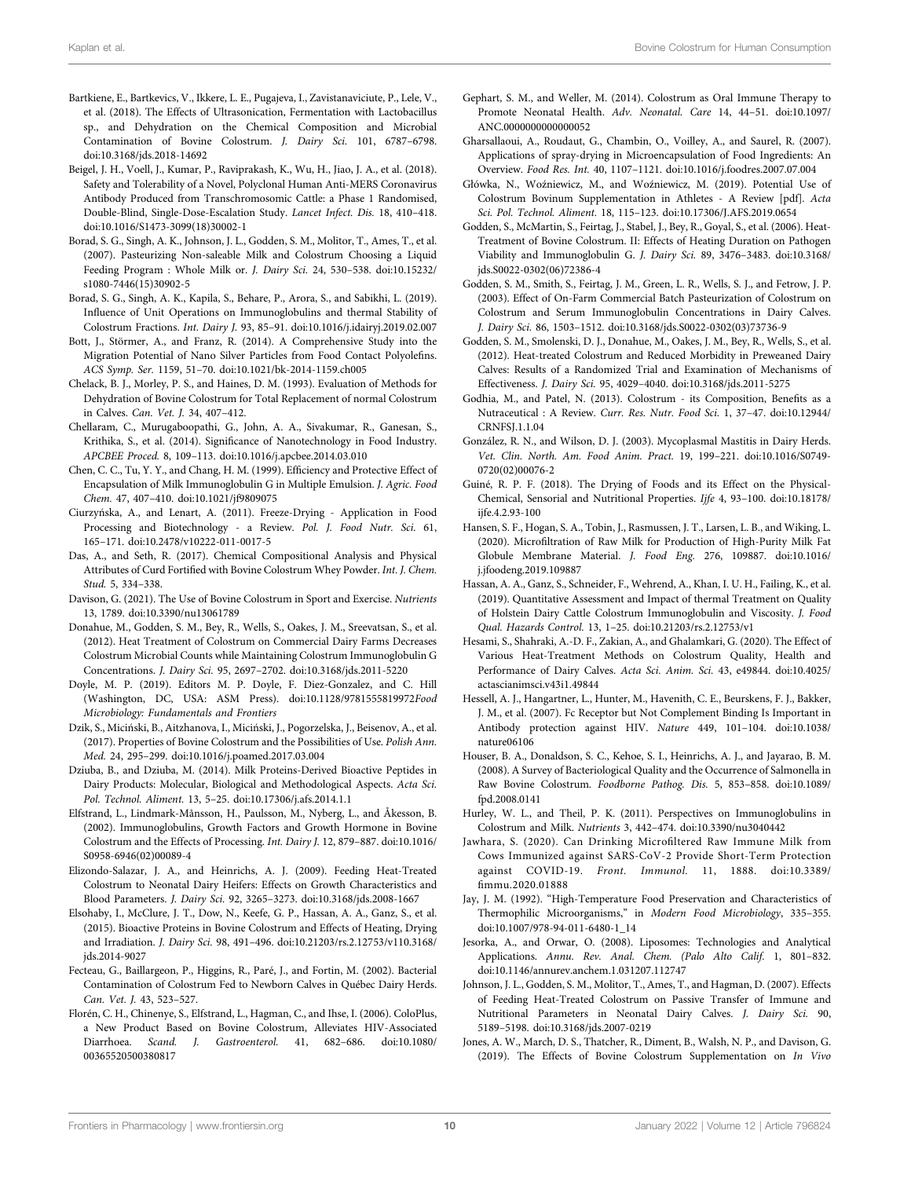Bartkiene, E., Bartkevics, V., Ikkere, L. E., Pugajeva, I., Zavistanaviciute, P., Lele, V., et al. (2018). The Effects of Ultrasonication, Fermentation with Lactobacillus sp., and Dehydration on the Chemical Composition and Microbial Contamination of Bovine Colostrum. *J. Dairy Sci.* 101, 6787–6798. doi:10.3168/jds.2018-14692

Beigel, J. H., Voell, J., Kumar, P., Raviprakash, K., Wu, H., Jiao, J. A., et al. (2018). Safety and Tolerability of a Novel, Polyclonal Human Anti-MERS Coronavirus Antibody Produced from Transchromosomic Cattle: a Phase 1 Randomised, Double-Blind, Single-Dose-Escalation Study. *Lancet Infect. Dis.* 18, 410–418. doi:10.1016/S1473-3099(18)30002-1

Borad, S. G., Singh, A. K., Johnson, J. L., Godden, S. M., Molitor, T., Ames, T., et al. (2007). Pasteurizing Non-saleable Milk and Colostrum Choosing a Liquid Feeding Program : Whole Milk or. *J. Dairy Sci.* 24, 530–538. doi:10.15232/s1080-7446(15)30902-5

Borad, S. G., Singh, A. K., Kapila, S., Behare, P., Arora, S., and Sabikhi, L. (2019). Influence of Unit Operations on Immunoglobulins and thermal Stability of Colostrum Fractions. *Int. Dairy J.* 93, 85–91. doi:10.1016/j.idairyj.2019.02.007

Bott, J., Störmer, A., and Franz, R. (2014). A Comprehensive Study into the Migration Potential of Nano Silver Particles from Food Contact Polyolefins. *ACS Symp. Ser.* 1159, 51–70. doi:10.1021/bk-2014-1159.ch005

Chelack, B. J., Morley, P. S., and Haines, D. M. (1993). Evaluation of Methods for Dehydration of Bovine Colostrum for Total Replacement of normal Colostrum in Calves. *Can. Vet. J.* 34, 407–412.

Chellaram, C., Murugaboopathi, G., John, A. A., Sivakumar, R., Ganesan, S., Krithika, S., et al. (2014). Significance of Nanotechnology in Food Industry. *APCBEE Proced.* 8, 109–113. doi:10.1016/j.apcbee.2014.03.010

Chen, C. C., Tu, Y. Y., and Chang, H. M. (1999). Efficiency and Protective Effect of Encapsulation of Milk Immunoglobulin G in Multiple Emulsion. *J. Agric. Food Chem.* 47, 407–410. doi:10.1021/jf9809075

Ciurzyńska, A., and Lenart, A. (2011). Freeze-Drying - Application in Food Processing and Biotechnology - a Review. *Pol. J. Food Nutr. Sci.* 61, 165–171. doi:10.2478/v10222-011-0017-5

Das, A., and Seth, R. (2017). Chemical Compositional Analysis and Physical Attributes of Curd Fortified with Bovine Colostrum Whey Powder. *Int. J. Chem. Stud.* 5, 334–338.

Davison, G. (2021). The Use of Bovine Colostrum in Sport and Exercise. *Nutrients* 13, 1789. doi:10.3390/nu13061789

Donahue, M., Godden, S. M., Bey, R., Wells, S., Oakes, J. M., Sreevatsan, S., et al. (2012). Heat Treatment of Colostrum on Commercial Dairy Farms Decreases Colostrum Microbial Counts while Maintaining Colostrum Immunoglobulin G Concentrations. *J. Dairy Sci.* 95, 2697–2702. doi:10.3168/jds.2011-5220

Doyle, M. P. (2019). Editors M. P. Doyle, F. Diez-Gonzalez, and C. Hill (Washington, DC, USA: ASM Press). doi:10.1128/9781555819972*Food Microbiology: Fundamentals and Frontiers*

Dzik, S., Miciński, B., Aitzhanova, I., Miciński, J., Pogorzelska, J., Beisenov, A., et al. (2017). Properties of Bovine Colostrum and the Possibilities of Use. *Polish Ann. Med.* 24, 295–299. doi:10.1016/j.poamed.2017.03.004

Dziuba, B., and Dziuba, M. (2014). Milk Proteins-Derived Bioactive Peptides in Dairy Products: Molecular, Biological and Methodological Aspects. *Acta Sci. Pol. Technol. Aliment.* 13, 5–25. doi:10.17306/j.afs.2014.1.1

Elfstrand, L., Lindmark-Månsson, H., Paulsson, M., Nyberg, L., and Åkesson, B. (2002). Immunoglobulins, Growth Factors and Growth Hormone in Bovine Colostrum and the Effects of Processing. *Int. Dairy J.* 12, 879–887. doi:10.1016/S0958-6946(02)00089-4

Elizondo-Salazar, J. A., and Heinrichs, A. J. (2009). Feeding Heat-Treated Colostrum to Neonatal Dairy Heifers: Effects on Growth Characteristics and Blood Parameters. *J. Dairy Sci.* 92, 3265–3273. doi:10.3168/jds.2008-1667

Elsohaby, I., McClure, J. T., Dow, N., Keefe, G. P., Hassan, A. A., Ganz, S., et al. (2015). Bioactive Proteins in Bovine Colostrum and Effects of Heating, Drying and Irradiation. *J. Dairy Sci.* 98, 491–496. doi:10.21203/rs.2.12753/v110.3168/jds.2014-9027

Fecteau, G., Baillargeon, P., Higgins, R., Paré, J., and Fortin, M. (2002). Bacterial Contamination of Colostrum Fed to Newborn Calves in Québec Dairy Herds. *Can. Vet. J.* 43, 523–527.

Florén, C. H., Chinenye, S., Elfstrand, L., Hagman, C., and Ihse, I. (2006). ColoPlus, a New Product Based on Bovine Colostrum, Alleviates HIV-Associated Diarrhoea. *Scand. J. Gastroenterol.* 41, 682–686. doi:10.1080/00365520500380817

Gephart, S. M., and Weller, M. (2014). Colostrum as Oral Immune Therapy to Promote Neonatal Health. *Adv. Neonatal. Care* 14, 44–51. doi:10.1097/ANC.0000000000000052

Gharsallaoui, A., Roudaut, G., Chambin, O., Voilley, A., and Saurel, R. (2007). Applications of spray-drying in Microencapsulation of Food Ingredients: An Overview. *Food Res. Int.* 40, 1107–1121. doi:10.1016/j.foodres.2007.07.004

Główka, N., Woźniewicz, M., and Woźniewicz, M. (2019). Potential Use of Colostrum Bovinum Supplementation in Athletes - A Review [pdf]. *Acta Sci. Pol. Technol. Aliment.* 18, 115–123. doi:10.17306/J.AFS.2019.0654

Godden, S. M., McMartin, S., Feirtag, J., Stabel, J., Bey, R., Goyal, S., et al. (2006). Heat-Treatment of Bovine Colostrum. II: Effects of Heating Duration on Pathogen Viability and Immunoglobulin G. *J. Dairy Sci.* 89, 3476–3483. doi:10.3168/jds.S0022-0302(06)72386-4

Godden, S. M., Smith, S., Feirtag, J. M., Green, L. R., Wells, S. J., and Fetrow, J. P. (2003). Effect of On-Farm Commercial Batch Pasteurization of Colostrum on Colostrum and Serum Immunoglobulin Concentrations in Dairy Calves. *J. Dairy Sci.* 86, 1503–1512. doi:10.3168/jds.S0022-0302(03)73736-9

Godden, S. M., Smolenski, D. J., Donahue, M., Oakes, J. M., Bey, R., Wells, S., et al. (2012). Heat-treated Colostrum and Reduced Morbidity in Preweaned Dairy Calves: Results of a Randomized Trial and Examination of Mechanisms of Effectiveness. *J. Dairy Sci.* 95, 4029–4040. doi:10.3168/jds.2011-5275

Godhia, M., and Patel, N. (2013). Colostrum - its Composition, Benefits as a Nutraceutical : A Review. *Curr. Res. Nutr. Food Sci.* 1, 37–47. doi:10.12944/CRNFSJ.1.1.04

González, R. N., and Wilson, D. J. (2003). Mycoplasmal Mastitis in Dairy Herds. *Vet. Clin. North. Am. Food Anim. Pract.* 19, 199–221. doi:10.1016/S0749-0720(02)00076-2

Guiné, R. P. F. (2018). The Drying of Foods and its Effect on the Physical-Chemical, Sensorial and Nutritional Properties. *Ijfe* 4, 93–100. doi:10.18178/ijfe.4.2.93-100

Hansen, S. F., Hogan, S. A., Tobin, J., Rasmussen, J. T., Larsen, L. B., and Wiking, L. (2020). Microfiltration of Raw Milk for Production of High-Purity Milk Fat Globule Membrane Material. *J. Food Eng.* 276, 109887. doi:10.1016/j.jfoodeng.2019.109887

Hassan, A. A., Ganz, S., Schneider, F., Wehrend, A., Khan, I. U. H., Failing, K., et al. (2019). Quantitative Assessment and Impact of thermal Treatment on Quality of Holstein Dairy Cattle Colostrum Immunoglobulin and Viscosity. *J. Food Qual. Hazards Control.* 13, 1–25. doi:10.21203/rs.2.12753/v1

Hesami, S., Shahraki, A.-D. F., Zakian, A., and Ghalamkari, G. (2020). The Effect of Various Heat-Treatment Methods on Colostrum Quality, Health and Performance of Dairy Calves. *Acta Sci. Anim. Sci.* 43, e49844. doi:10.4025/actascianimsci.v43i1.49844

Hessell, A. J., Hangartner, L., Hunter, M., Havenith, C. E., Beurskens, F. J., Bakker, J. M., et al. (2007). Fc Receptor but Not Complement Binding Is Important in Antibody protection against HIV. *Nature* 449, 101–104. doi:10.1038/nature06106

Houser, B. A., Donaldson, S. C., Kehoe, S. I., Heinrichs, A. J., and Jayarao, B. M. (2008). A Survey of Bacteriological Quality and the Occurrence of Salmonella in Raw Bovine Colostrum. *Foodborne Pathog. Dis.* 5, 853–858. doi:10.1089/fpd.2008.0141

Hurley, W. L., and Theil, P. K. (2011). Perspectives on Immunoglobulins in Colostrum and Milk. *Nutrients* 3, 442–474. doi:10.3390/nu3040442

Jawhara, S. (2020). Can Drinking Microfiltered Raw Immune Milk from Cows Immunized against SARS-CoV-2 Provide Short-Term Protection against COVID-19. *Front. Immunol.* 11, 1888. doi:10.3389/fimmu.2020.01888

Jay, J. M. (1992). "High-Temperature Food Preservation and Characteristics of Thermophilic Microorganisms," in *Modern Food Microbiology*, 335–355. doi:10.1007/978-94-011-6480-1_14

Jesorka, A., and Orwar, O. (2008). Liposomes: Technologies and Analytical Applications. *Annu. Rev. Anal. Chem. (Palo Alto Calif.* 1, 801–832. doi:10.1146/annurev.anchem.1.031207.112747

Johnson, J. L., Godden, S. M., Molitor, T., Ames, T., and Hagman, D. (2007). Effects of Feeding Heat-Treated Colostrum on Passive Transfer of Immune and Nutritional Parameters in Neonatal Dairy Calves. *J. Dairy Sci.* 90, 5189–5198. doi:10.3168/jds.2007-0219

Jones, A. W., March, D. S., Thatcher, R., Diment, B., Walsh, N. P., and Davison, G. (2019). The Effects of Bovine Colostrum Supplementation on *In Vivo*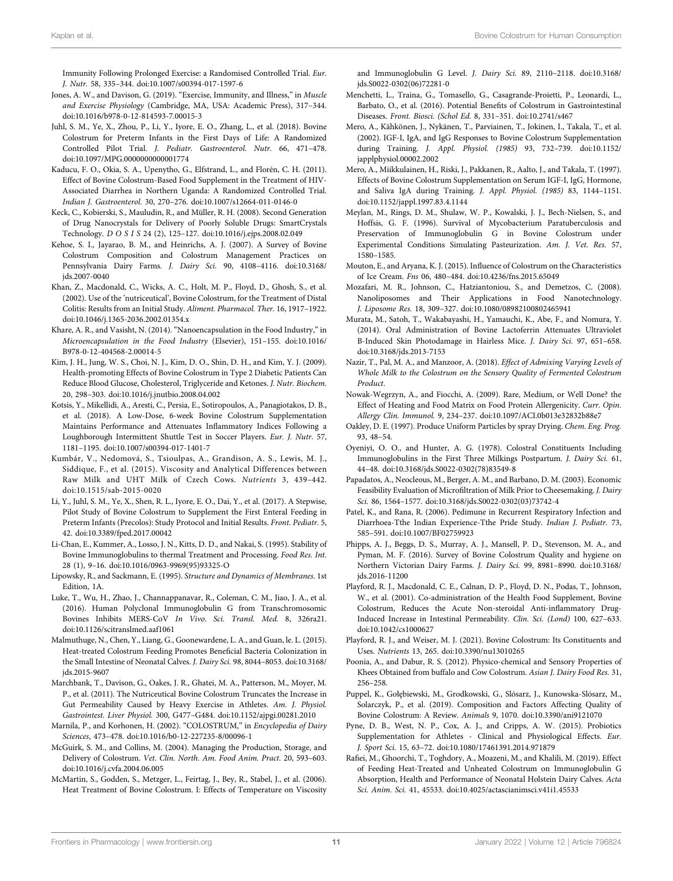Immunity Following Prolonged Exercise: a Randomised Controlled Trial. *Eur. J. Nutr.* 58, 335–344. doi:10.1007/s00394-017-1597-6

Jones, A. W., and Davison, G. (2019). "Exercise, Immunity, and Illness," in *Muscle and Exercise Physiology* (Cambridge, MA, USA: Academic Press), 317–344. doi:10.1016/b978-0-12-814593-7.00015-3

Juhl, S. M., Ye, X., Zhou, P., Li, Y., Iyore, E. O., Zhang, L., et al. (2018). Bovine Colostrum for Preterm Infants in the First Days of Life: A Randomized Controlled Pilot Trial. *J. Pediatr. Gastroenterol. Nutr.* 66, 471–478. doi:10.1097/MPG.0000000000001774

Kaducu, F. O., Okia, S. A., Upenytho, G., Elfstrand, L., and Florén, C. H. (2011). Effect of Bovine Colostrum-Based Food Supplement in the Treatment of HIV-Associated Diarrhea in Northern Uganda: A Randomized Controlled Trial. *Indian J. Gastroenterol.* 30, 270–276. doi:10.1007/s12664-011-0146-0

Keck, C., Kobierski, S., Mauludin, R., and Müller, R. H. (2008). Second Generation of Drug Nanocrystals for Delivery of Poorly Soluble Drugs: SmartCrystals Technology. *D O S I S* 24 (2), 125–127. doi:10.1016/j.ejps.2008.02.049

Kehoe, S. I., Jayarao, B. M., and Heinrichs, A. J. (2007). A Survey of Bovine Colostrum Composition and Colostrum Management Practices on Pennsylvania Dairy Farms. *J. Dairy Sci.* 90, 4108–4116. doi:10.3168/jds.2007-0040

Khan, Z., Macdonald, C., Wicks, A. C., Holt, M. P., Floyd, D., Ghosh, S., et al. (2002). Use of the 'nutriceutical', Bovine Colostrum, for the Treatment of Distal Colitis: Results from an Initial Study. *Aliment. Pharmacol. Ther.* 16, 1917–1922. doi:10.1046/j.1365-2036.2002.01354.x

Khare, A. R., and Vasisht, N. (2014). "Nanoencapsulation in the Food Industry," in *Microencapsulation in the Food Industry* (Elsevier), 151–155. doi:10.1016/B978-0-12-404568-2.00014-5

Kim, J. H., Jung, W. S., Choi, N. J., Kim, D. O., Shin, D. H., and Kim, Y. J. (2009). Health-promoting Effects of Bovine Colostrum in Type 2 Diabetic Patients Can Reduce Blood Glucose, Cholesterol, Triglyceride and Ketones. *J. Nutr. Biochem.* 20, 298–303. doi:10.1016/j.jnutbio.2008.04.002

Kotsis, Y., Mikellidi, A., Aresti, C., Persia, E., Sotiropoulos, A., Panagiotakos, D. B., et al. (2018). A Low-Dose, 6-week Bovine Colostrum Supplementation Maintains Performance and Attenuates Inflammatory Indices Following a Loughborough Intermittent Shuttle Test in Soccer Players. *Eur. J. Nutr.* 57, 1181–1195. doi:10.1007/s00394-017-1401-7

Kumbár, V., Nedomová, S., Tsioulpas, A., Grandison, A. S., Lewis, M. J., Siddique, F., et al. (2015). Viscosity and Analytical Differences between Raw Milk and UHT Milk of Czech Cows. *Nutrients* 3, 439–442. doi:10.1515/sab-2015-0020

Li, Y., Juhl, S. M., Ye, X., Shen, R. L., Iyore, E. O., Dai, Y., et al. (2017). A Stepwise, Pilot Study of Bovine Colostrum to Supplement the First Enteral Feeding in Preterm Infants (Precolos): Study Protocol and Initial Results. *Front. Pediatr.* 5, 42. doi:10.3389/fped.2017.00042

Li-Chan, E., Kummer, A., Losso, J. N., Kitts, D. D., and Nakai, S. (1995). Stability of Bovine Immunoglobulins to thermal Treatment and Processing. *Food Res. Int.* 28 (1), 9–16. doi:10.1016/0963-9969(95)93325-O

Lipowsky, R., and Sackmann, E. (1995). *Structure and Dynamics of Membranes*. 1st Edition, 1A.

Luke, T., Wu, H., Zhao, J., Channappanavar, R., Coleman, C. M., Jiao, J. A., et al. (2016). Human Polyclonal Immunoglobulin G from Transchromosomic Bovines Inhibits MERS-CoV *In Vivo*. *Sci. Transl. Med.* 8, 326ra21. doi:10.1126/scitranslmed.aaf1061

Malmuthuge, N., Chen, Y., Liang, G., Goonewardene, L. A., and Guan, le. L. (2015). Heat-treated Colostrum Feeding Promotes Beneficial Bacteria Colonization in the Small Intestine of Neonatal Calves. *J. Dairy Sci.* 98, 8044–8053. doi:10.3168/jds.2015-9607

Marchbank, T., Davison, G., Oakes, J. R., Ghatei, M. A., Patterson, M., Moyer, M. P., et al. (2011). The Nutriceutical Bovine Colostrum Truncates the Increase in Gut Permeability Caused by Heavy Exercise in Athletes. *Am. J. Physiol. Gastrointest. Liver Physiol.* 300, G477–G484. doi:10.1152/ajpgi.00281.2010

Marnila, P., and Korhonen, H. (2002). "COLOSTRUM," in *Encyclopedia of Dairy Sciences*, 473–478. doi:10.1016/b0-12-227235-8/00096-1

McGuirk, S. M., and Collins, M. (2004). Managing the Production, Storage, and Delivery of Colostrum. *Vet. Clin. North. Am. Food Anim. Pract.* 20, 593–603. doi:10.1016/j.cvfa.2004.06.005

McMartin, S., Godden, S., Metzger, L., Feirtag, J., Bey, R., Stabel, J., et al. (2006). Heat Treatment of Bovine Colostrum. I: Effects of Temperature on Viscosity and Immunoglobulin G Level. *J. Dairy Sci.* 89, 2110–2118. doi:10.3168/jds.S0022-0302(06)72281-0

Menchetti, L., Traina, G., Tomasello, G., Casagrande-Proietti, P., Leonardi, L., Barbato, O., et al. (2016). Potential Benefits of Colostrum in Gastrointestinal Diseases. *Front. Biosci. (Schol Ed.* 8, 331–351. doi:10.2741/s467

Mero, A., Kähkönen, J., Nykänen, T., Parviainen, T., Jokinen, I., Takala, T., et al. (2002). IGF-I, IgA, and IgG Responses to Bovine Colostrum Supplementation during Training. *J. Appl. Physiol. (1985)* 93, 732–739. doi:10.1152/japplphysiol.00002.2002

Mero, A., Miikkulainen, H., Riski, J., Pakkanen, R., Aalto, J., and Takala, T. (1997). Effects of Bovine Colostrum Supplementation on Serum IGF-I, IgG, Hormone, and Saliva IgA during Training. *J. Appl. Physiol. (1985)* 83, 1144–1151. doi:10.1152/jappl.1997.83.4.1144

Meylan, M., Rings, D. M., Shulaw, W. P., Kowalski, J. J., Bech-Nielsen, S., and Hoffsis, G. F. (1996). Survival of Mycobacterium Paratuberculosis and Preservation of Immunoglobulin G in Bovine Colostrum under Experimental Conditions Simulating Pasteurization. *Am. J. Vet. Res.* 57, 1580–1585.

Mouton, E., and Aryana, K. J. (2015). Influence of Colostrum on the Characteristics of Ice Cream. *Fns* 06, 480–484. doi:10.4236/fns.2015.65049

Mozafari, M. R., Johnson, C., Hatziantoniou, S., and Demetzos, C. (2008). Nanoliposomes and Their Applications in Food Nanotechnology. *J. Liposome Res.* 18, 309–327. doi:10.1080/08982100802465941

Murata, M., Satoh, T., Wakabayashi, H., Yamauchi, K., Abe, F., and Nomura, Y. (2014). Oral Administration of Bovine Lactoferrin Attenuates Ultraviolet B-Induced Skin Photodamage in Hairless Mice. *J. Dairy Sci.* 97, 651–658. doi:10.3168/jds.2013-7153

Nazir, T., Pal, M. A., and Manzoor, A. (2018). *Effect of Admixing Varying Levels of Whole Milk to the Colostrum on the Sensory Quality of Fermented Colostrum Product*.

Nowak-Wegrzyn, A., and Fiocchi, A. (2009). Rare, Medium, or Well Done? the Effect of Heating and Food Matrix on Food Protein Allergenicity. *Curr. Opin. Allergy Clin. Immunol.* 9, 234–237. doi:10.1097/ACI.0b013e32832b88e7

Oakley, D. E. (1997). Produce Uniform Particles by spray Drying. *Chem. Eng. Prog.* 93, 48–54.

Oyeniyi, O. O., and Hunter, A. G. (1978). Colostral Constituents Including Immunoglobulins in the First Three Milkings Postpartum. *J. Dairy Sci.* 61, 44–48. doi:10.3168/jds.S0022-0302(78)83549-8

Papadatos, A., Neocleous, M., Berger, A. M., and Barbano, D. M. (2003). Economic Feasibility Evaluation of Microfiltration of Milk Prior to Cheesemaking. *J. Dairy Sci.* 86, 1564–1577. doi:10.3168/jds.S0022-0302(03)73742-4

Patel, K., and Rana, R. (2006). Pedimune in Recurrent Respiratory Infection and Diarrhoea-Tthe Indian Experience-Tthe Pride Study. *Indian J. Pediatr.* 73, 585–591. doi:10.1007/BF02759923

Phipps, A. J., Beggs, D. S., Murray, A. J., Mansell, P. D., Stevenson, M. A., and Pyman, M. F. (2016). Survey of Bovine Colostrum Quality and hygiene on Northern Victorian Dairy Farms. *J. Dairy Sci.* 99, 8981–8990. doi:10.3168/jds.2016-11200

Playford, R. J., Macdonald, C. E., Calnan, D. P., Floyd, D. N., Podas, T., Johnson, W., et al. (2001). Co-administration of the Health Food Supplement, Bovine Colostrum, Reduces the Acute Non-steroidal Anti-inflammatory Drug-Induced Increase in Intestinal Permeability. *Clin. Sci. (Lond)* 100, 627–633. doi:10.1042/cs1000627

Playford, R. J., and Weiser, M. J. (2021). Bovine Colostrum: Its Constituents and Uses. *Nutrients* 13, 265. doi:10.3390/nu13010265

Poonia, A., and Dabur, R. S. (2012). Physico-chemical and Sensory Properties of Khees Obtained from buffalo and Cow Colostrum. *Asian J. Dairy Food Res.* 31, 256–258.

Puppel, K., Gołębiewski, M., Grodkowski, G., Slósarz, J., Kunowska-Slósarz, M., Solarczyk, P., et al. (2019). Composition and Factors Affecting Quality of Bovine Colostrum: A Review. *Animals* 9, 1070. doi:10.3390/ani9121070

Pyne, D. B., West, N. P., Cox, A. J., and Cripps, A. W. (2015). Probiotics Supplementation for Athletes - Clinical and Physiological Effects. *Eur. J. Sport Sci.* 15, 63–72. doi:10.1080/17461391.2014.971879

Rafiei, M., Ghoorchi, T., Toghdory, A., Moazeni, M., and Khalili, M. (2019). Effect of Feeding Heat-Treated and Unheated Colostrum on Immunoglobulin G Absorption, Health and Performance of Neonatal Holstein Dairy Calves. *Acta Sci. Anim. Sci.* 41, 45533. doi:10.4025/actascianimsci.v41i1.45533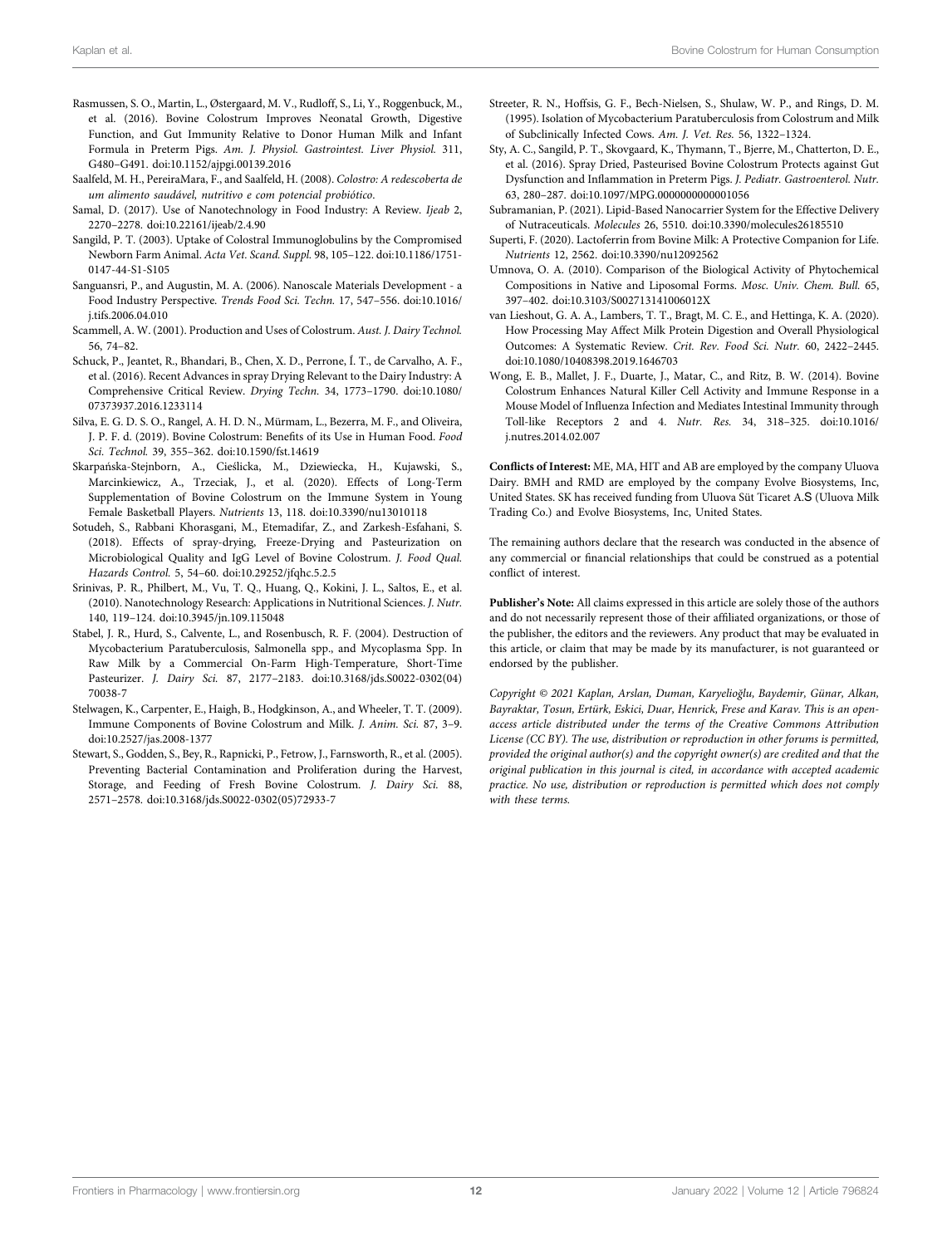Rasmussen, S. O., Martin, L., Østergaard, M. V., Rudloff, S., Li, Y., Roggenbuck, M., et al. (2016). Bovine Colostrum Improves Neonatal Growth, Digestive Function, and Gut Immunity Relative to Donor Human Milk and Infant Formula in Preterm Pigs. *Am. J. Physiol. Gastrointest. Liver Physiol.* 311, G480–G491. doi:10.1152/ajpgi.00139.2016

Saalfeld, M. H., PereiraMara, F., and Saalfeld, H. (2008). *Colostro: A redescoberta de um alimento saudável, nutritivo e com potencial probiótico*.

Samal, D. (2017). Use of Nanotechnology in Food Industry: A Review. *Ijeab* 2, 2270–2278. doi:10.22161/ijeab/2.4.90

Sangild, P. T. (2003). Uptake of Colostral Immunoglobulins by the Compromised Newborn Farm Animal. *Acta Vet. Scand. Suppl.* 98, 105–122. doi:10.1186/1751-0147-44-S1-S105

Sanguansri, P., and Augustin, M. A. (2006). Nanoscale Materials Development - a Food Industry Perspective. *Trends Food Sci. Techn.* 17, 547–556. doi:10.1016/j.tifs.2006.04.010

Scammell, A. W. (2001). Production and Uses of Colostrum. *Aust. J. Dairy Technol.* 56, 74–82.

Schuck, P., Jeantet, R., Bhandari, B., Chen, X. D., Perrone, Í. T., de Carvalho, A. F., et al. (2016). Recent Advances in spray Drying Relevant to the Dairy Industry: A Comprehensive Critical Review. *Drying Techn.* 34, 1773–1790. doi:10.1080/07373937.2016.1233114

Silva, E. G. D. S. O., Rangel, A. H. D. N., Mürmam, L., Bezerra, M. F., and Oliveira, J. P. F. d. (2019). Bovine Colostrum: Benefits of its Use in Human Food. *Food Sci. Technol.* 39, 355–362. doi:10.1590/fst.14619

Skarpańska-Stejnborn, A., Cieślicka, M., Dziewiecka, H., Kujawski, S., Marcinkiewicz, A., Trzeciak, J., et al. (2020). Effects of Long-Term Supplementation of Bovine Colostrum on the Immune System in Young Female Basketball Players. *Nutrients* 13, 118. doi:10.3390/nu13010118

Sotudeh, S., Rabbani Khorasgani, M., Etemadifar, Z., and Zarkesh-Esfahani, S. (2018). Effects of spray-drying, Freeze-Drying and Pasteurization on Microbiological Quality and IgG Level of Bovine Colostrum. *J. Food Qual. Hazards Control.* 5, 54–60. doi:10.29252/jfqhc.5.2.5

Srinivas, P. R., Philbert, M., Vu, T. Q., Huang, Q., Kokini, J. L., Saltos, E., et al. (2010). Nanotechnology Research: Applications in Nutritional Sciences. *J. Nutr.* 140, 119–124. doi:10.3945/jn.109.115048

Stabel, J. R., Hurd, S., Calvente, L., and Rosenbusch, R. F. (2004). Destruction of Mycobacterium Paratuberculosis, Salmonella spp., and Mycoplasma Spp. In Raw Milk by a Commercial On-Farm High-Temperature, Short-Time Pasteurizer. *J. Dairy Sci.* 87, 2177–2183. doi:10.3168/jds.S0022-0302(04)70038-7

Stelwagen, K., Carpenter, E., Haigh, B., Hodgkinson, A., and Wheeler, T. T. (2009). Immune Components of Bovine Colostrum and Milk. *J. Anim. Sci.* 87, 3–9. doi:10.2527/jas.2008-1377

Stewart, S., Godden, S., Bey, R., Rapnicki, P., Fetrow, J., Farnsworth, R., et al. (2005). Preventing Bacterial Contamination and Proliferation during the Harvest, Storage, and Feeding of Fresh Bovine Colostrum. *J. Dairy Sci.* 88, 2571–2578. doi:10.3168/jds.S0022-0302(05)72933-7

Streeter, R. N., Hoffsis, G. F., Bech-Nielsen, S., Shulaw, W. P., and Rings, D. M. (1995). Isolation of Mycobacterium Paratuberculosis from Colostrum and Milk of Subclinically Infected Cows. *Am. J. Vet. Res.* 56, 1322–1324.

Sty, A. C., Sangild, P. T., Skovgaard, K., Thymann, T., Bjerre, M., Chatterton, D. E., et al. (2016). Spray Dried, Pasteurised Bovine Colostrum Protects against Gut Dysfunction and Inflammation in Preterm Pigs. *J. Pediatr. Gastroenterol. Nutr.* 63, 280–287. doi:10.1097/MPG.0000000000001056

Subramanian, P. (2021). Lipid-Based Nanocarrier System for the Effective Delivery of Nutraceuticals. *Molecules* 26, 5510. doi:10.3390/molecules26185510

Superti, F. (2020). Lactoferrin from Bovine Milk: A Protective Companion for Life. *Nutrients* 12, 2562. doi:10.3390/nu12092562

Umnova, O. A. (2010). Comparison of the Biological Activity of Phytochemical Compositions in Native and Liposomal Forms. *Mosc. Univ. Chem. Bull.* 65, 397–402. doi:10.3103/S002713141006012X

van Lieshout, G. A. A., Lambers, T. T., Bragt, M. C. E., and Hettinga, K. A. (2020). How Processing May Affect Milk Protein Digestion and Overall Physiological Outcomes: A Systematic Review. *Crit. Rev. Food Sci. Nutr.* 60, 2422–2445. doi:10.1080/10408398.2019.1646703

Wong, E. B., Mallet, J. F., Duarte, J., Matar, C., and Ritz, B. W. (2014). Bovine Colostrum Enhances Natural Killer Cell Activity and Immune Response in a Mouse Model of Influenza Infection and Mediates Intestinal Immunity through Toll-like Receptors 2 and 4. *Nutr. Res.* 34, 318–325. doi:10.1016/j.nutres.2014.02.007

**Conflicts of Interest:** ME, MA, HIT and AB are employed by the company Uluova Dairy. BMH and RMD are employed by the company Evolve Biosystems, Inc, United States. SK has received funding from Uluova Süt Ticaret A.S (Uluova Milk Trading Co.) and Evolve Biosystems, Inc, United States.

The remaining authors declare that the research was conducted in the absence of any commercial or financial relationships that could be construed as a potential conflict of interest.

**Publisher's Note:** All claims expressed in this article are solely those of the authors and do not necessarily represent those of their affiliated organizations, or those of the publisher, the editors and the reviewers. Any product that may be evaluated in this article, or claim that may be made by its manufacturer, is not guaranteed or endorsed by the publisher.

*Copyright © 2021 Kaplan, Arslan, Duman, Karyelioğlu, Baydemir, Günar, Alkan, Bayraktar, Tosun, Ertürk, Eskici, Duar, Henrick, Frese and Karav. This is an open-access article distributed under the terms of the Creative Commons Attribution License (CC BY). The use, distribution or reproduction in other forums is permitted, provided the original author(s) and the copyright owner(s) are credited and that the original publication in this journal is cited, in accordance with accepted academic practice. No use, distribution or reproduction is permitted which does not comply with these terms.*